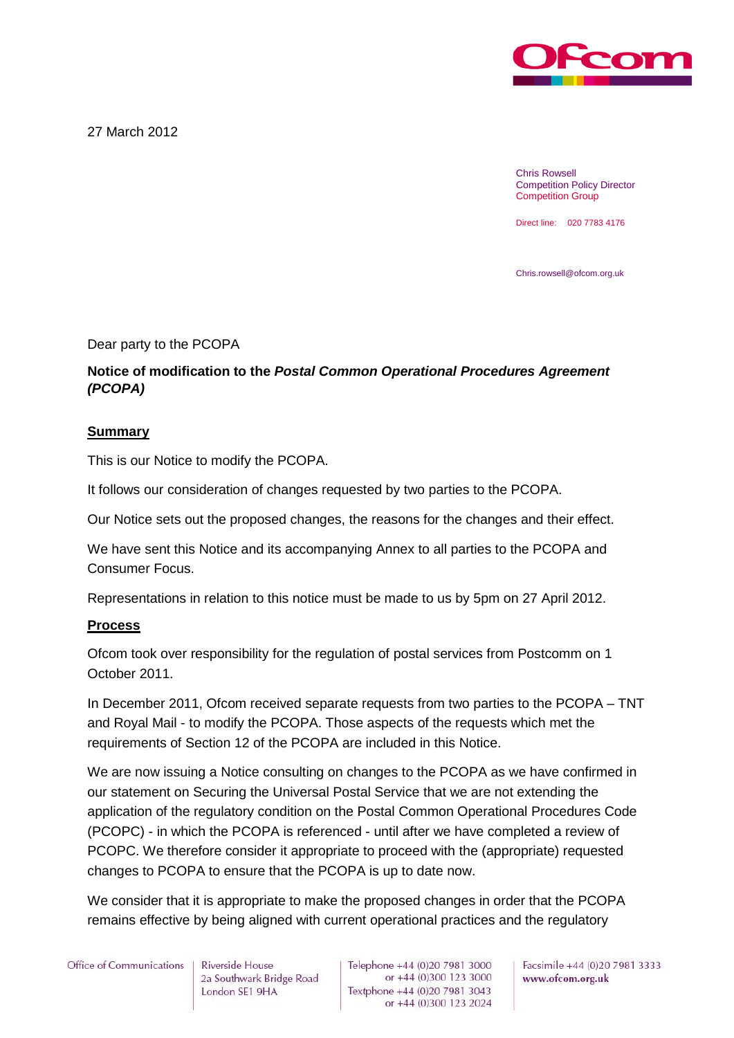27 March 2012

Chris Rowsell
Competition Policy Director
Competition Group

Direct line: 020 7783 4176

Chris.rowsell@ofcom.org.uk

Dear party to the PCOPA

**Notice of modification to the *Postal Common Operational Procedures Agreement (PCOPA)***

**Summary**

This is our Notice to modify the PCOPA.

It follows our consideration of changes requested by two parties to the PCOPA.

Our Notice sets out the proposed changes, the reasons for the changes and their effect.

We have sent this Notice and its accompanying Annex to all parties to the PCOPA and Consumer Focus.

Representations in relation to this notice must be made to us by 5pm on 27 April 2012.

**Process**

Ofcom took over responsibility for the regulation of postal services from Postcomm on 1 October 2011.

In December 2011, Ofcom received separate requests from two parties to the PCOPA – TNT and Royal Mail - to modify the PCOPA. Those aspects of the requests which met the requirements of Section 12 of the PCOPA are included in this Notice.

We are now issuing a Notice consulting on changes to the PCOPA as we have confirmed in our statement on Securing the Universal Postal Service that we are not extending the application of the regulatory condition on the Postal Common Operational Procedures Code (PCOPC) - in which the PCOPA is referenced - until after we have completed a review of PCOPC. We therefore consider it appropriate to proceed with the (appropriate) requested changes to PCOPA to ensure that the PCOPA is up to date now.

We consider that it is appropriate to make the proposed changes in order that the PCOPA remains effective by being aligned with current operational practices and the regulatory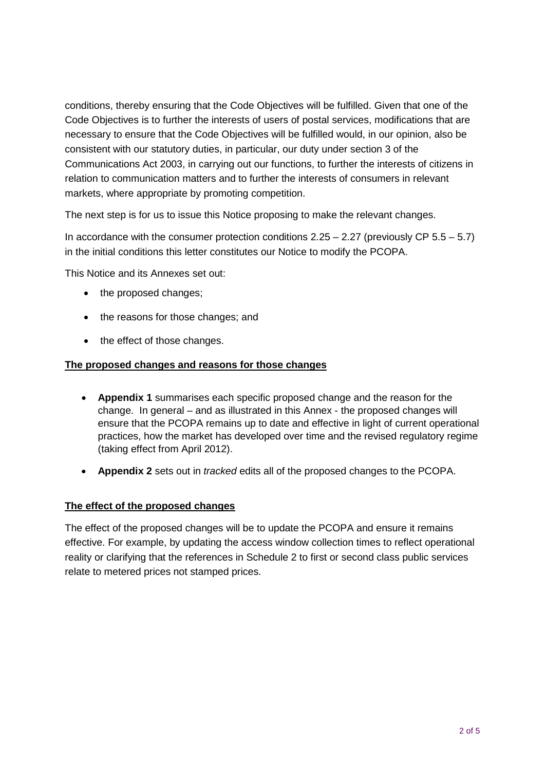conditions, thereby ensuring that the Code Objectives will be fulfilled. Given that one of the Code Objectives is to further the interests of users of postal services, modifications that are necessary to ensure that the Code Objectives will be fulfilled would, in our opinion, also be consistent with our statutory duties, in particular, our duty under section 3 of the Communications Act 2003, in carrying out our functions, to further the interests of citizens in relation to communication matters and to further the interests of consumers in relevant markets, where appropriate by promoting competition.

The next step is for us to issue this Notice proposing to make the relevant changes.

In accordance with the consumer protection conditions 2.25 – 2.27 (previously CP 5.5 – 5.7) in the initial conditions this letter constitutes our Notice to modify the PCOPA.

This Notice and its Annexes set out:

- the proposed changes;
- the reasons for those changes; and
- the effect of those changes.

**The proposed changes and reasons for those changes**

- **Appendix 1** summarises each specific proposed change and the reason for the change. In general – and as illustrated in this Annex - the proposed changes will ensure that the PCOPA remains up to date and effective in light of current operational practices, how the market has developed over time and the revised regulatory regime (taking effect from April 2012).
- **Appendix 2** sets out in *tracked* edits all of the proposed changes to the PCOPA.

**The effect of the proposed changes**

The effect of the proposed changes will be to update the PCOPA and ensure it remains effective. For example, by updating the access window collection times to reflect operational reality or clarifying that the references in Schedule 2 to first or second class public services relate to metered prices not stamped prices.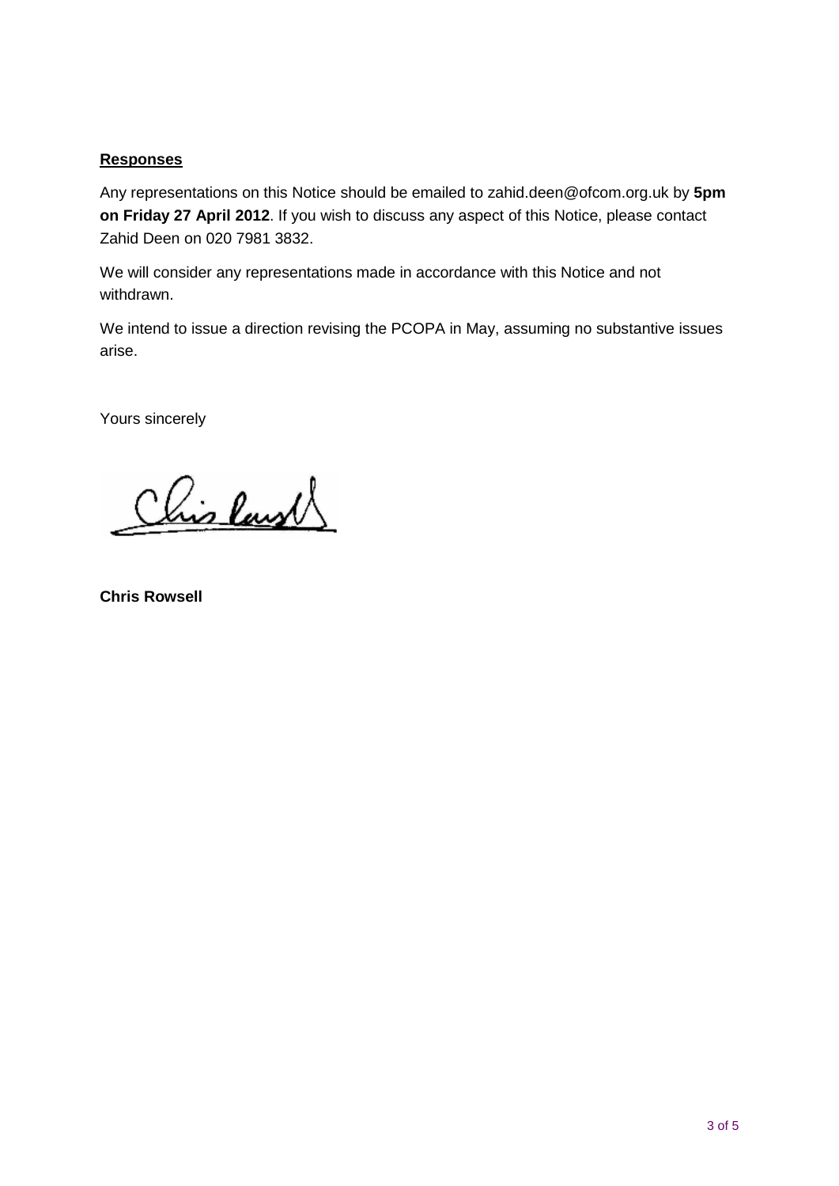**Responses**

Any representations on this Notice should be emailed to zahid.deen@ofcom.org.uk by **5pm on Friday 27 April 2012**. If you wish to discuss any aspect of this Notice, please contact Zahid Deen on 020 7981 3832.

We will consider any representations made in accordance with this Notice and not withdrawn.

We intend to issue a direction revising the PCOPA in May, assuming no substantive issues arise.

Yours sincerely

**Chris Rowsell**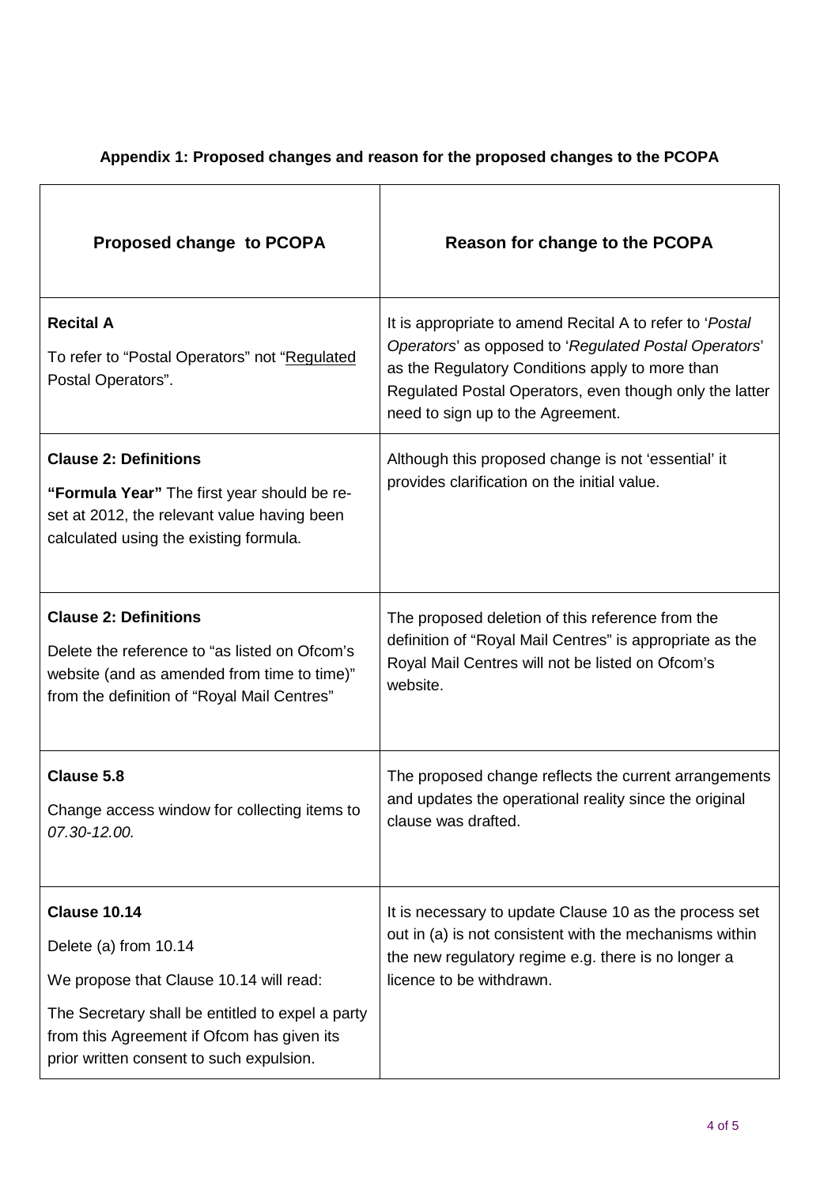**Appendix 1: Proposed changes and reason for the proposed changes to the PCOPA**

| Proposed change to PCOPA | Reason for change to the PCOPA |
|---|---|
| **Recital A**<br><br>To refer to "Postal Operators" not "Regulated Postal Operators". | It is appropriate to amend Recital A to refer to '*Postal Operators*' as opposed to '*Regulated Postal Operators*' as the Regulatory Conditions apply to more than Regulated Postal Operators, even though only the latter need to sign up to the Agreement. |
| **Clause 2: Definitions**<br><br>**"Formula Year"** The first year should be re-set at 2012, the relevant value having been calculated using the existing formula. | Although this proposed change is not 'essential' it provides clarification on the initial value. |
| **Clause 2: Definitions**<br><br>Delete the reference to "as listed on Ofcom's website (and as amended from time to time)" from the definition of "Royal Mail Centres" | The proposed deletion of this reference from the definition of "Royal Mail Centres" is appropriate as the Royal Mail Centres will not be listed on Ofcom's website. |
| **Clause 5.8**<br><br>Change access window for collecting items to *07.30-12.00.* | The proposed change reflects the current arrangements and updates the operational reality since the original clause was drafted. |
| **Clause 10.14**<br><br>Delete (a) from 10.14<br><br>We propose that Clause 10.14 will read:<br><br>The Secretary shall be entitled to expel a party from this Agreement if Ofcom has given its prior written consent to such expulsion. | It is necessary to update Clause 10 as the process set out in (a) is not consistent with the mechanisms within the new regulatory regime e.g. there is no longer a licence to be withdrawn. |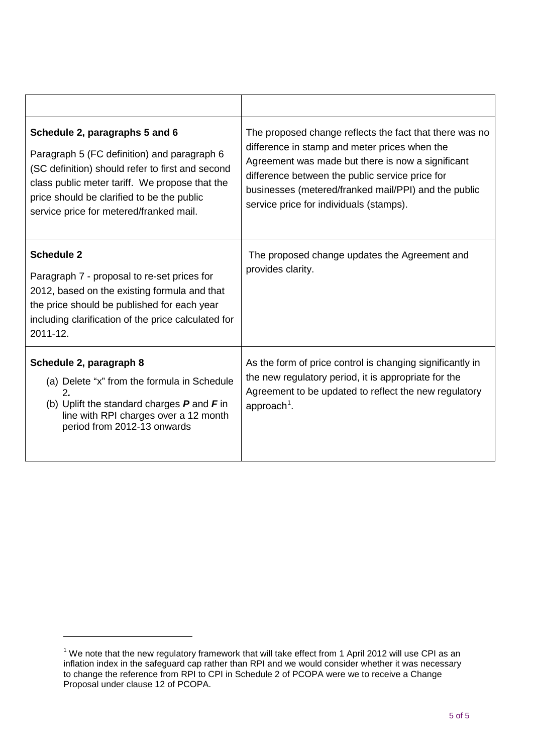| | |
|---|---|
| **Schedule 2, paragraphs 5 and 6**<br><br>Paragraph 5 (FC definition) and paragraph 6 (SC definition) should refer to first and second class public meter tariff. We propose that the price should be clarified to be the public service price for metered/franked mail. | The proposed change reflects the fact that there was no difference in stamp and meter prices when the Agreement was made but there is now a significant difference between the public service price for businesses (metered/franked mail/PPI) and the public service price for individuals (stamps). |
| **Schedule 2**<br><br>Paragraph 7 - proposal to re-set prices for 2012, based on the existing formula and that the price should be published for each year including clarification of the price calculated for 2011-12. | The proposed change updates the Agreement and provides clarity. |
| **Schedule 2, paragraph 8**<br><br>(a) Delete "x" from the formula in Schedule 2.<br>(b) Uplift the standard charges ***P*** and ***F*** in line with RPI charges over a 12 month period from 2012-13 onwards | As the form of price control is changing significantly in the new regulatory period, it is appropriate for the Agreement to be updated to reflect the new regulatory approach[1]. |

[1] We note that the new regulatory framework that will take effect from 1 April 2012 will use CPI as an inflation index in the safeguard cap rather than RPI and we would consider whether it was necessary to change the reference from RPI to CPI in Schedule 2 of PCOPA were we to receive a Change Proposal under clause 12 of PCOPA.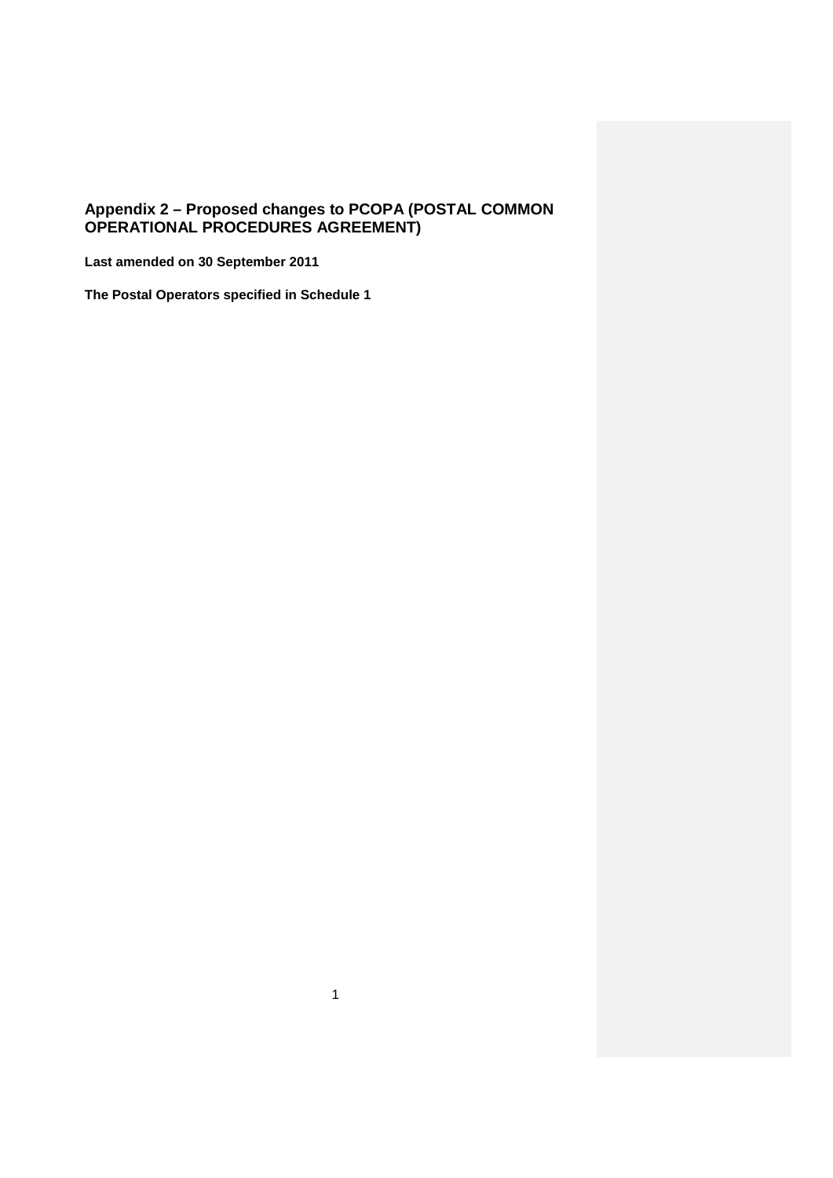## Appendix 2 – Proposed changes to PCOPA (POSTAL COMMON OPERATIONAL PROCEDURES AGREEMENT)

**Last amended on 30 September 2011**

**The Postal Operators specified in Schedule 1**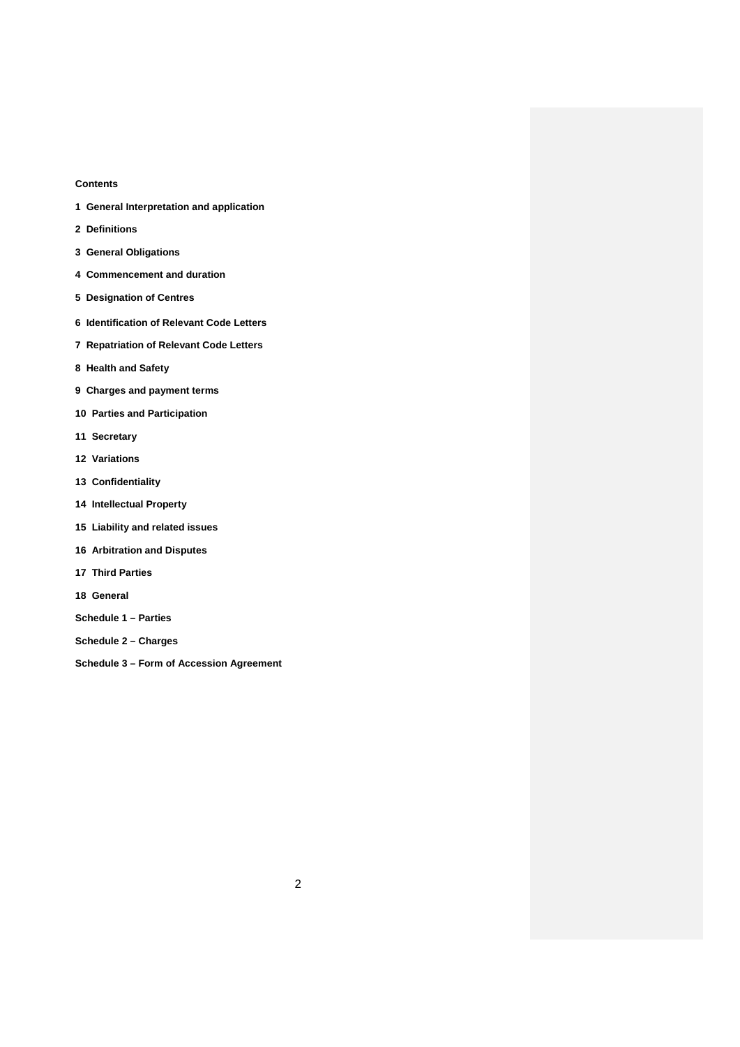**Contents**

**1 General Interpretation and application**

**2 Definitions**

**3 General Obligations**

**4 Commencement and duration**

**5 Designation of Centres**

**6 Identification of Relevant Code Letters**

**7 Repatriation of Relevant Code Letters**

**8 Health and Safety**

**9 Charges and payment terms**

**10 Parties and Participation**

**11 Secretary**

**12 Variations**

**13 Confidentiality**

**14 Intellectual Property**

**15 Liability and related issues**

**16 Arbitration and Disputes**

**17 Third Parties**

**18 General**

**Schedule 1 – Parties**

**Schedule 2 – Charges**

**Schedule 3 – Form of Accession Agreement**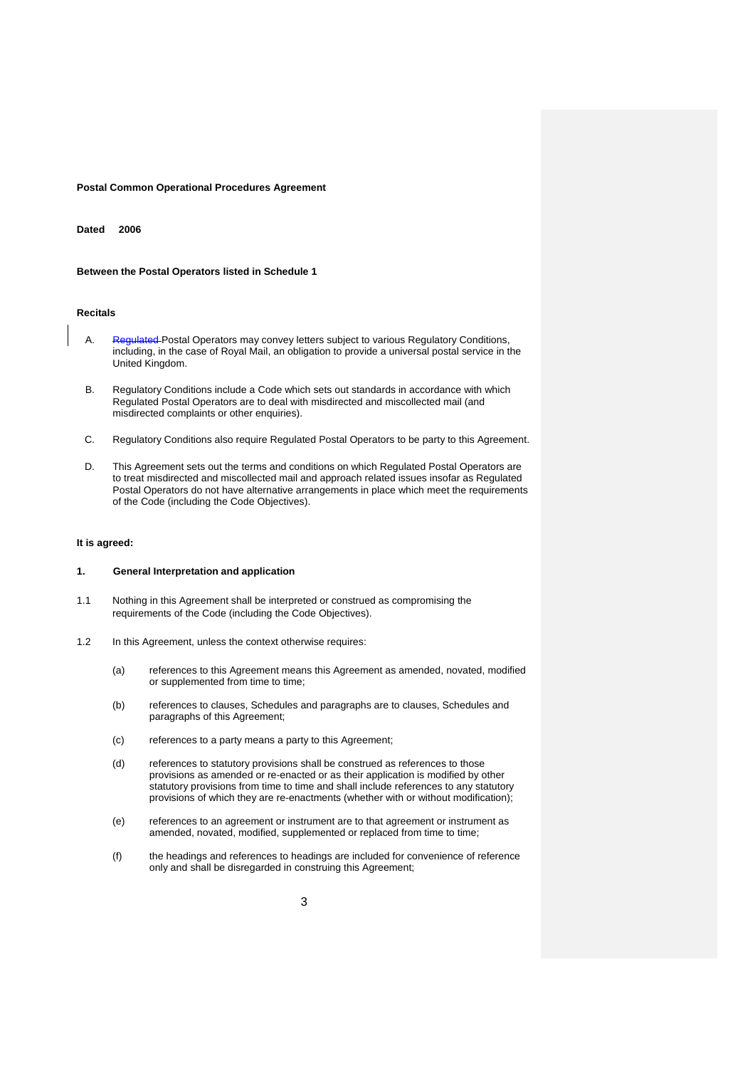**Postal Common Operational Procedures Agreement**

**Dated 2006**

**Between the Postal Operators listed in Schedule 1**

**Recitals**

A. ~~Regulated~~ Postal Operators may convey letters subject to various Regulatory Conditions, including, in the case of Royal Mail, an obligation to provide a universal postal service in the United Kingdom.

B. Regulatory Conditions include a Code which sets out standards in accordance with which Regulated Postal Operators are to deal with misdirected and miscollected mail (and misdirected complaints or other enquiries).

C. Regulatory Conditions also require Regulated Postal Operators to be party to this Agreement.

D. This Agreement sets out the terms and conditions on which Regulated Postal Operators are to treat misdirected and miscollected mail and approach related issues insofar as Regulated Postal Operators do not have alternative arrangements in place which meet the requirements of the Code (including the Code Objectives).

**It is agreed:**

**1. General Interpretation and application**

1.1 Nothing in this Agreement shall be interpreted or construed as compromising the requirements of the Code (including the Code Objectives).

1.2 In this Agreement, unless the context otherwise requires:

(a) references to this Agreement means this Agreement as amended, novated, modified or supplemented from time to time;

(b) references to clauses, Schedules and paragraphs are to clauses, Schedules and paragraphs of this Agreement;

(c) references to a party means a party to this Agreement;

(d) references to statutory provisions shall be construed as references to those provisions as amended or re-enacted or as their application is modified by other statutory provisions from time to time and shall include references to any statutory provisions of which they are re-enactments (whether with or without modification);

(e) references to an agreement or instrument are to that agreement or instrument as amended, novated, modified, supplemented or replaced from time to time;

(f) the headings and references to headings are included for convenience of reference only and shall be disregarded in construing this Agreement;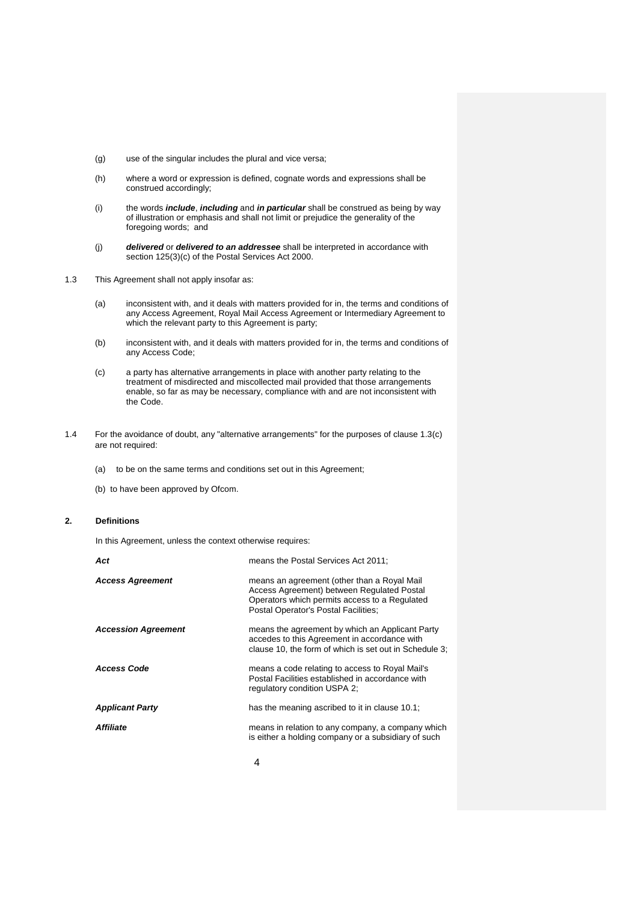(g) use of the singular includes the plural and vice versa;

(h) where a word or expression is defined, cognate words and expressions shall be construed accordingly;

(i) the words ***include***, ***including*** and ***in particular*** shall be construed as being by way of illustration or emphasis and shall not limit or prejudice the generality of the foregoing words; and

(j) ***delivered*** or ***delivered to an addressee*** shall be interpreted in accordance with section 125(3)(c) of the Postal Services Act 2000.

1.3 This Agreement shall not apply insofar as:

(a) inconsistent with, and it deals with matters provided for in, the terms and conditions of any Access Agreement, Royal Mail Access Agreement or Intermediary Agreement to which the relevant party to this Agreement is party;

(b) inconsistent with, and it deals with matters provided for in, the terms and conditions of any Access Code;

(c) a party has alternative arrangements in place with another party relating to the treatment of misdirected and miscollected mail provided that those arrangements enable, so far as may be necessary, compliance with and are not inconsistent with the Code.

1.4 For the avoidance of doubt, any "alternative arrangements" for the purposes of clause 1.3(c) are not required:

(a) to be on the same terms and conditions set out in this Agreement;

(b) to have been approved by Ofcom.

## 2. Definitions

In this Agreement, unless the context otherwise requires:

| | |
|---|---|
| ***Act*** | means the Postal Services Act 2011; |
| ***Access Agreement*** | means an agreement (other than a Royal Mail Access Agreement) between Regulated Postal Operators which permits access to a Regulated Postal Operator's Postal Facilities; |
| ***Accession Agreement*** | means the agreement by which an Applicant Party accedes to this Agreement in accordance with clause 10, the form of which is set out in Schedule 3; |
| ***Access Code*** | means a code relating to access to Royal Mail's Postal Facilities established in accordance with regulatory condition USPA 2; |
| ***Applicant Party*** | has the meaning ascribed to it in clause 10.1; |
| ***Affiliate*** | means in relation to any company, a company which is either a holding company or a subsidiary of such |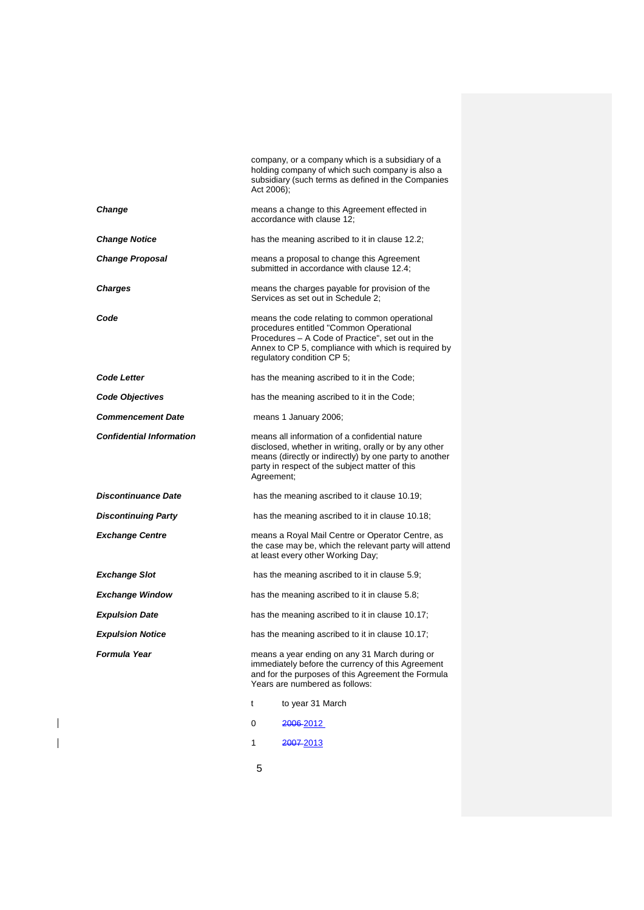company, or a company which is a subsidiary of a holding company of which such company is also a subsidiary (such terms as defined in the Companies Act 2006);

| | |
|---|---|
| ***Change*** | means a change to this Agreement effected in accordance with clause 12; |
| ***Change Notice*** | has the meaning ascribed to it in clause 12.2; |
| ***Change Proposal*** | means a proposal to change this Agreement submitted in accordance with clause 12.4; |
| ***Charges*** | means the charges payable for provision of the Services as set out in Schedule 2; |
| ***Code*** | means the code relating to common operational procedures entitled "Common Operational Procedures – A Code of Practice", set out in the Annex to CP 5, compliance with which is required by regulatory condition CP 5; |
| ***Code Letter*** | has the meaning ascribed to it in the Code; |
| ***Code Objectives*** | has the meaning ascribed to it in the Code; |
| ***Commencement Date*** | means 1 January 2006; |
| ***Confidential Information*** | means all information of a confidential nature disclosed, whether in writing, orally or by any other means (directly or indirectly) by one party to another party in respect of the subject matter of this Agreement; |
| ***Discontinuance Date*** | has the meaning ascribed to it clause 10.19; |
| ***Discontinuing Party*** | has the meaning ascribed to it in clause 10.18; |
| ***Exchange Centre*** | means a Royal Mail Centre or Operator Centre, as the case may be, which the relevant party will attend at least every other Working Day; |
| ***Exchange Slot*** | has the meaning ascribed to it in clause 5.9; |
| ***Exchange Window*** | has the meaning ascribed to it in clause 5.8; |
| ***Expulsion Date*** | has the meaning ascribed to it in clause 10.17; |
| ***Expulsion Notice*** | has the meaning ascribed to it in clause 10.17; |
| ***Formula Year*** | means a year ending on any 31 March during or immediately before the currency of this Agreement and for the purposes of this Agreement the Formula Years are numbered as follows: |

| t | to year 31 March |
|---|---|
| 0 | ~~2006~~ 2012 |
| 1 | ~~2007~~ 2013 |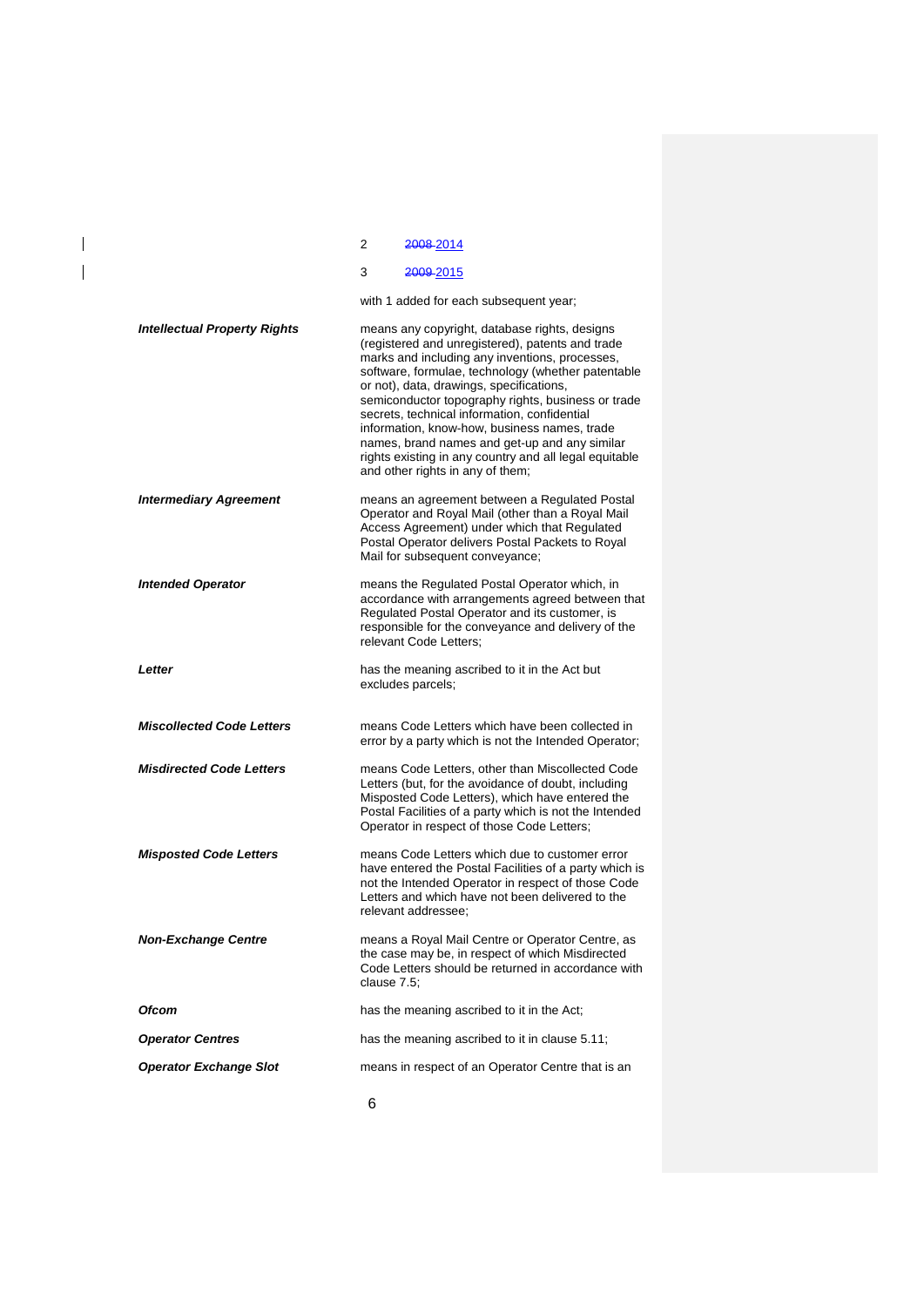| | |
|---|---|
| | 2 ~~2008~~ 2014 |
| | 3 ~~2009~~ 2015 |
| | with 1 added for each subsequent year; |
| ***Intellectual Property Rights*** | means any copyright, database rights, designs (registered and unregistered), patents and trade marks and including any inventions, processes, software, formulae, technology (whether patentable or not), data, drawings, specifications, semiconductor topography rights, business or trade secrets, technical information, confidential information, know-how, business names, trade names, brand names and get-up and any similar rights existing in any country and all legal equitable and other rights in any of them; |
| ***Intermediary Agreement*** | means an agreement between a Regulated Postal Operator and Royal Mail (other than a Royal Mail Access Agreement) under which that Regulated Postal Operator delivers Postal Packets to Royal Mail for subsequent conveyance; |
| ***Intended Operator*** | means the Regulated Postal Operator which, in accordance with arrangements agreed between that Regulated Postal Operator and its customer, is responsible for the conveyance and delivery of the relevant Code Letters; |
| ***Letter*** | has the meaning ascribed to it in the Act but excludes parcels; |
| ***Miscollected Code Letters*** | means Code Letters which have been collected in error by a party which is not the Intended Operator; |
| ***Misdirected Code Letters*** | means Code Letters, other than Miscollected Code Letters (but, for the avoidance of doubt, including Misposted Code Letters), which have entered the Postal Facilities of a party which is not the Intended Operator in respect of those Code Letters; |
| ***Misposted Code Letters*** | means Code Letters which due to customer error have entered the Postal Facilities of a party which is not the Intended Operator in respect of those Code Letters and which have not been delivered to the relevant addressee; |
| ***Non-Exchange Centre*** | means a Royal Mail Centre or Operator Centre, as the case may be, in respect of which Misdirected Code Letters should be returned in accordance with clause 7.5; |
| ***Ofcom*** | has the meaning ascribed to it in the Act; |
| ***Operator Centres*** | has the meaning ascribed to it in clause 5.11; |
| ***Operator Exchange Slot*** | means in respect of an Operator Centre that is an |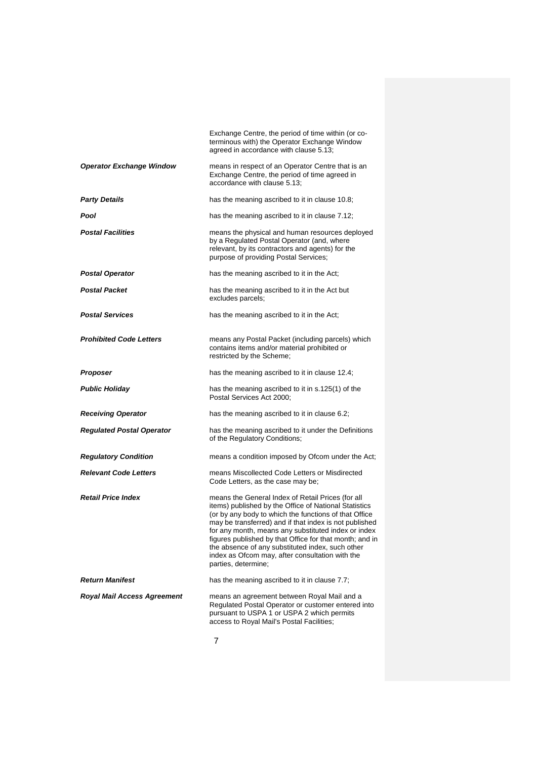| | |
|---|---|
| | Exchange Centre, the period of time within (or co-terminous with) the Operator Exchange Window agreed in accordance with clause 5.13; |
| ***Operator Exchange Window*** | means in respect of an Operator Centre that is an Exchange Centre, the period of time agreed in accordance with clause 5.13; |
| ***Party Details*** | has the meaning ascribed to it in clause 10.8; |
| ***Pool*** | has the meaning ascribed to it in clause 7.12; |
| ***Postal Facilities*** | means the physical and human resources deployed by a Regulated Postal Operator (and, where relevant, by its contractors and agents) for the purpose of providing Postal Services; |
| ***Postal Operator*** | has the meaning ascribed to it in the Act; |
| ***Postal Packet*** | has the meaning ascribed to it in the Act but excludes parcels; |
| ***Postal Services*** | has the meaning ascribed to it in the Act; |
| ***Prohibited Code Letters*** | means any Postal Packet (including parcels) which contains items and/or material prohibited or restricted by the Scheme; |
| ***Proposer*** | has the meaning ascribed to it in clause 12.4; |
| ***Public Holiday*** | has the meaning ascribed to it in s.125(1) of the Postal Services Act 2000; |
| ***Receiving Operator*** | has the meaning ascribed to it in clause 6.2; |
| ***Regulated Postal Operator*** | has the meaning ascribed to it under the Definitions of the Regulatory Conditions; |
| ***Regulatory Condition*** | means a condition imposed by Ofcom under the Act; |
| ***Relevant Code Letters*** | means Miscollected Code Letters or Misdirected Code Letters, as the case may be; |
| ***Retail Price Index*** | means the General Index of Retail Prices (for all items) published by the Office of National Statistics (or by any body to which the functions of that Office may be transferred) and if that index is not published for any month, means any substituted index or index figures published by that Office for that month; and in the absence of any substituted index, such other index as Ofcom may, after consultation with the parties, determine; |
| ***Return Manifest*** | has the meaning ascribed to it in clause 7.7; |
| ***Royal Mail Access Agreement*** | means an agreement between Royal Mail and a Regulated Postal Operator or customer entered into pursuant to USPA 1 or USPA 2 which permits access to Royal Mail's Postal Facilities; |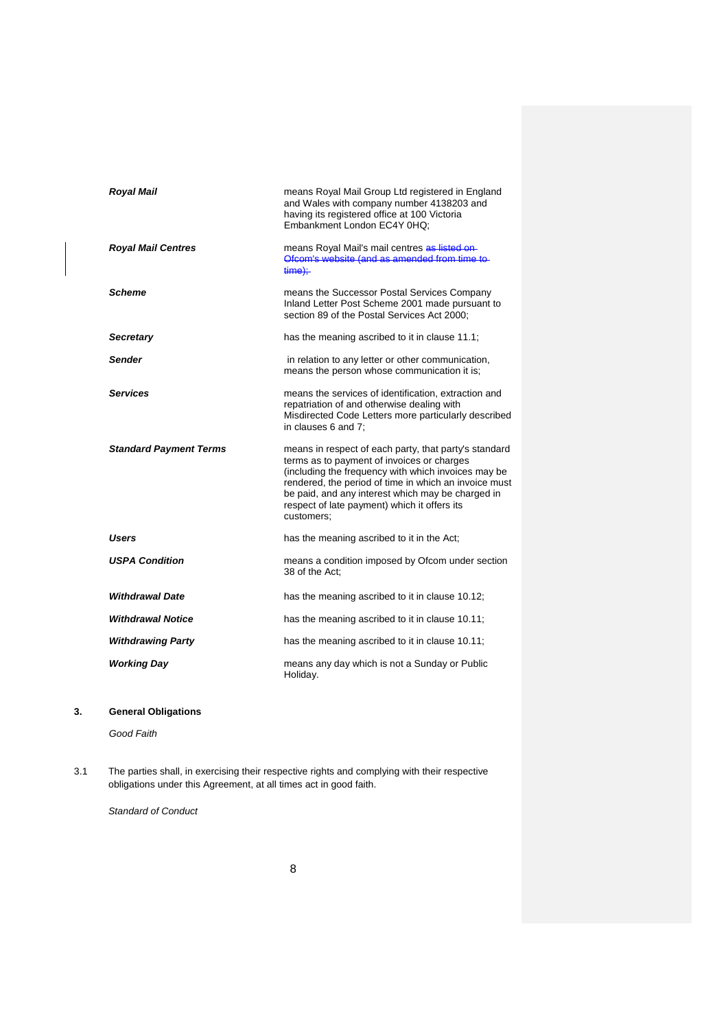| | |
|---|---|
| ***Royal Mail*** | means Royal Mail Group Ltd registered in England and Wales with company number 4138203 and having its registered office at 100 Victoria Embankment London EC4Y 0HQ; |
| ***Royal Mail Centres*** | means Royal Mail's mail centres ~~as listed on Ofcom's website (and as amended from time to time);~~ |
| ***Scheme*** | means the Successor Postal Services Company Inland Letter Post Scheme 2001 made pursuant to section 89 of the Postal Services Act 2000; |
| ***Secretary*** | has the meaning ascribed to it in clause 11.1; |
| ***Sender*** | in relation to any letter or other communication, means the person whose communication it is; |
| ***Services*** | means the services of identification, extraction and repatriation of and otherwise dealing with Misdirected Code Letters more particularly described in clauses 6 and 7; |
| ***Standard Payment Terms*** | means in respect of each party, that party's standard terms as to payment of invoices or charges (including the frequency with which invoices may be rendered, the period of time in which an invoice must be paid, and any interest which may be charged in respect of late payment) which it offers its customers; |
| ***Users*** | has the meaning ascribed to it in the Act; |
| ***USPA Condition*** | means a condition imposed by Ofcom under section 38 of the Act; |
| ***Withdrawal Date*** | has the meaning ascribed to it in clause 10.12; |
| ***Withdrawal Notice*** | has the meaning ascribed to it in clause 10.11; |
| ***Withdrawing Party*** | has the meaning ascribed to it in clause 10.11; |
| ***Working Day*** | means any day which is not a Sunday or Public Holiday. |

## 3. General Obligations

*Good Faith*

3.1 The parties shall, in exercising their respective rights and complying with their respective obligations under this Agreement, at all times act in good faith.

*Standard of Conduct*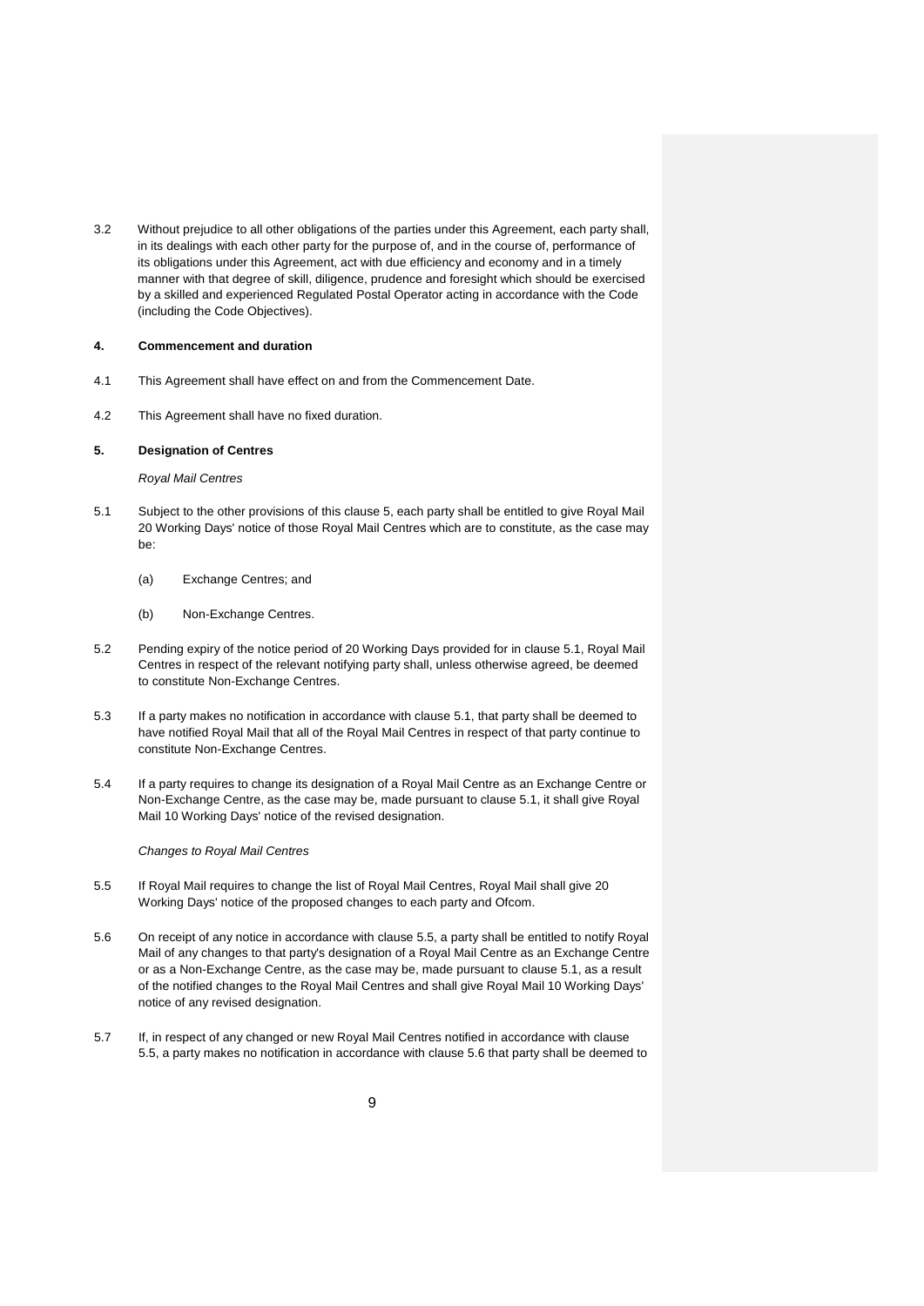3.2 Without prejudice to all other obligations of the parties under this Agreement, each party shall, in its dealings with each other party for the purpose of, and in the course of, performance of its obligations under this Agreement, act with due efficiency and economy and in a timely manner with that degree of skill, diligence, prudence and foresight which should be exercised by a skilled and experienced Regulated Postal Operator acting in accordance with the Code (including the Code Objectives).

## 4. Commencement and duration

4.1 This Agreement shall have effect on and from the Commencement Date.

4.2 This Agreement shall have no fixed duration.

## 5. Designation of Centres

*Royal Mail Centres*

5.1 Subject to the other provisions of this clause 5, each party shall be entitled to give Royal Mail 20 Working Days' notice of those Royal Mail Centres which are to constitute, as the case may be:

(a) Exchange Centres; and

(b) Non-Exchange Centres.

5.2 Pending expiry of the notice period of 20 Working Days provided for in clause 5.1, Royal Mail Centres in respect of the relevant notifying party shall, unless otherwise agreed, be deemed to constitute Non-Exchange Centres.

5.3 If a party makes no notification in accordance with clause 5.1, that party shall be deemed to have notified Royal Mail that all of the Royal Mail Centres in respect of that party continue to constitute Non-Exchange Centres.

5.4 If a party requires to change its designation of a Royal Mail Centre as an Exchange Centre or Non-Exchange Centre, as the case may be, made pursuant to clause 5.1, it shall give Royal Mail 10 Working Days' notice of the revised designation.

*Changes to Royal Mail Centres*

5.5 If Royal Mail requires to change the list of Royal Mail Centres, Royal Mail shall give 20 Working Days' notice of the proposed changes to each party and Ofcom.

5.6 On receipt of any notice in accordance with clause 5.5, a party shall be entitled to notify Royal Mail of any changes to that party's designation of a Royal Mail Centre as an Exchange Centre or as a Non-Exchange Centre, as the case may be, made pursuant to clause 5.1, as a result of the notified changes to the Royal Mail Centres and shall give Royal Mail 10 Working Days' notice of any revised designation.

5.7 If, in respect of any changed or new Royal Mail Centres notified in accordance with clause 5.5, a party makes no notification in accordance with clause 5.6 that party shall be deemed to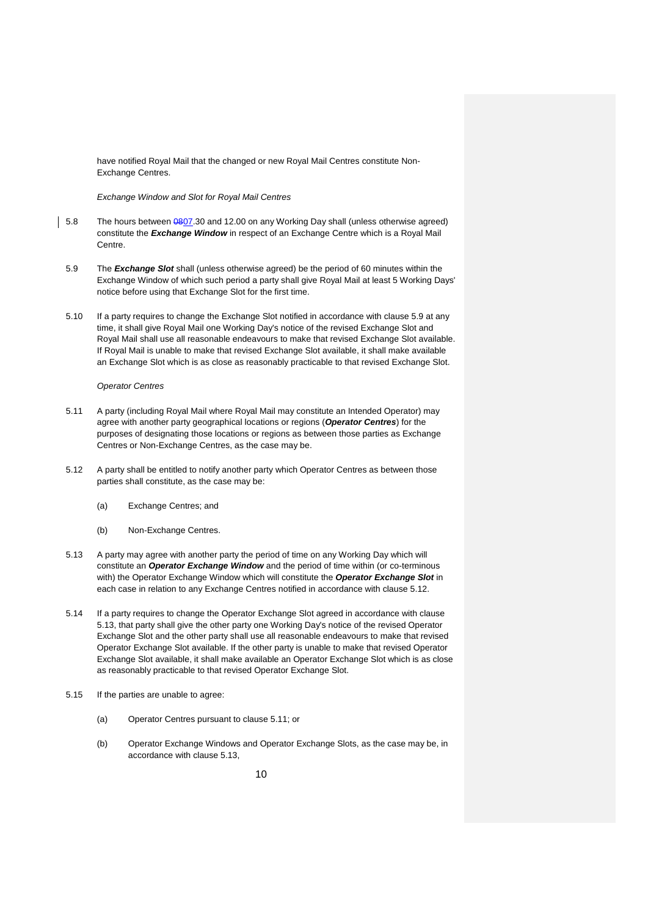have notified Royal Mail that the changed or new Royal Mail Centres constitute Non-Exchange Centres.

*Exchange Window and Slot for Royal Mail Centres*

5.8 The hours between ~~08~~07.30 and 12.00 on any Working Day shall (unless otherwise agreed) constitute the ***Exchange Window*** in respect of an Exchange Centre which is a Royal Mail Centre.

5.9 The ***Exchange Slot*** shall (unless otherwise agreed) be the period of 60 minutes within the Exchange Window of which such period a party shall give Royal Mail at least 5 Working Days' notice before using that Exchange Slot for the first time.

5.10 If a party requires to change the Exchange Slot notified in accordance with clause 5.9 at any time, it shall give Royal Mail one Working Day's notice of the revised Exchange Slot and Royal Mail shall use all reasonable endeavours to make that revised Exchange Slot available. If Royal Mail is unable to make that revised Exchange Slot available, it shall make available an Exchange Slot which is as close as reasonably practicable to that revised Exchange Slot.

*Operator Centres*

5.11 A party (including Royal Mail where Royal Mail may constitute an Intended Operator) may agree with another party geographical locations or regions (***Operator Centres***) for the purposes of designating those locations or regions as between those parties as Exchange Centres or Non-Exchange Centres, as the case may be.

5.12 A party shall be entitled to notify another party which Operator Centres as between those parties shall constitute, as the case may be:

(a) Exchange Centres; and

(b) Non-Exchange Centres.

5.13 A party may agree with another party the period of time on any Working Day which will constitute an ***Operator Exchange Window*** and the period of time within (or co-terminous with) the Operator Exchange Window which will constitute the ***Operator Exchange Slot*** in each case in relation to any Exchange Centres notified in accordance with clause 5.12.

5.14 If a party requires to change the Operator Exchange Slot agreed in accordance with clause 5.13, that party shall give the other party one Working Day's notice of the revised Operator Exchange Slot and the other party shall use all reasonable endeavours to make that revised Operator Exchange Slot available. If the other party is unable to make that revised Operator Exchange Slot available, it shall make available an Operator Exchange Slot which is as close as reasonably practicable to that revised Operator Exchange Slot.

5.15 If the parties are unable to agree:

(a) Operator Centres pursuant to clause 5.11; or

(b) Operator Exchange Windows and Operator Exchange Slots, as the case may be, in accordance with clause 5.13,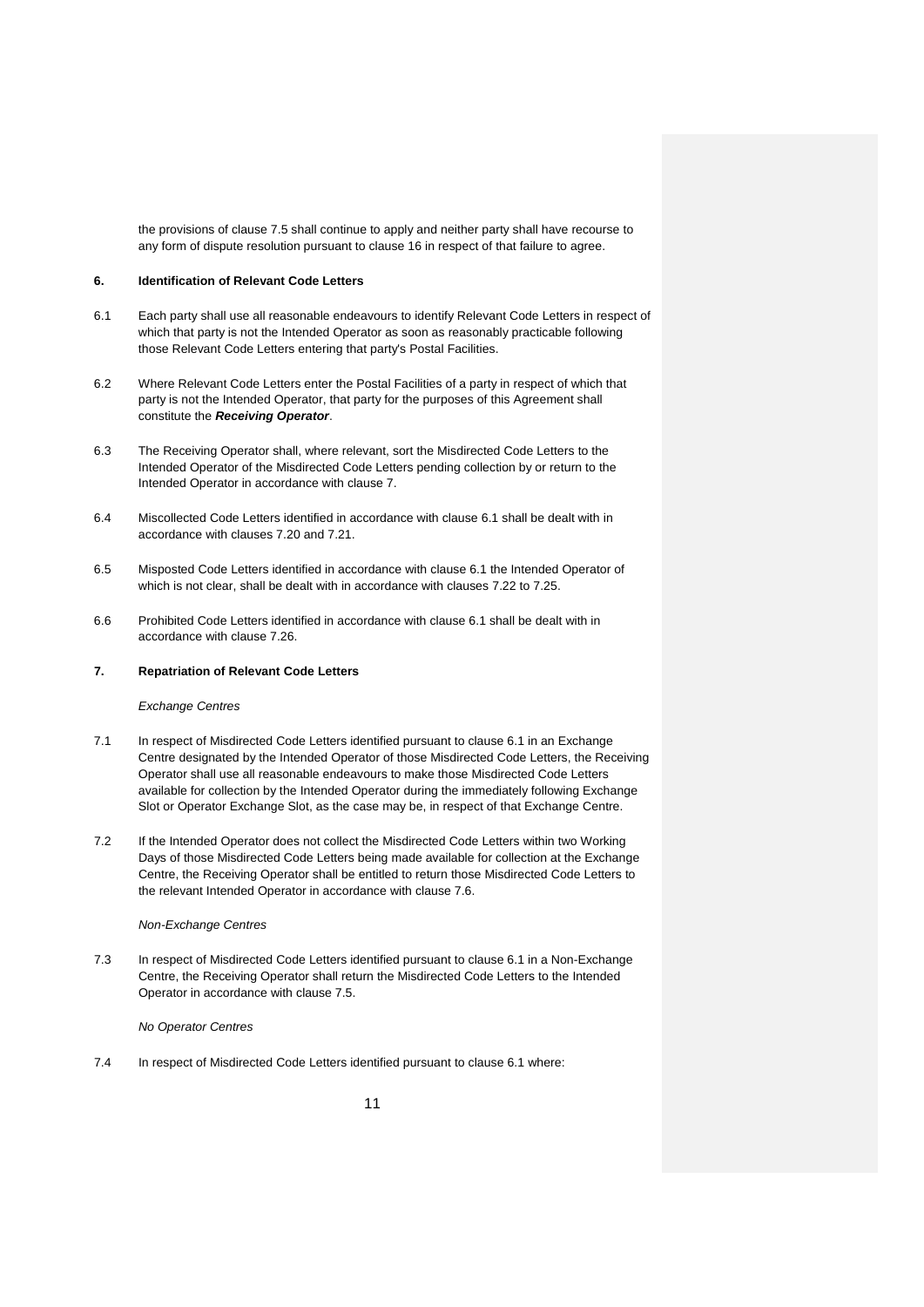the provisions of clause 7.5 shall continue to apply and neither party shall have recourse to any form of dispute resolution pursuant to clause 16 in respect of that failure to agree.

## 6. Identification of Relevant Code Letters

6.1 Each party shall use all reasonable endeavours to identify Relevant Code Letters in respect of which that party is not the Intended Operator as soon as reasonably practicable following those Relevant Code Letters entering that party's Postal Facilities.

6.2 Where Relevant Code Letters enter the Postal Facilities of a party in respect of which that party is not the Intended Operator, that party for the purposes of this Agreement shall constitute the ***Receiving Operator***.

6.3 The Receiving Operator shall, where relevant, sort the Misdirected Code Letters to the Intended Operator of the Misdirected Code Letters pending collection by or return to the Intended Operator in accordance with clause 7.

6.4 Miscollected Code Letters identified in accordance with clause 6.1 shall be dealt with in accordance with clauses 7.20 and 7.21.

6.5 Misposted Code Letters identified in accordance with clause 6.1 the Intended Operator of which is not clear, shall be dealt with in accordance with clauses 7.22 to 7.25.

6.6 Prohibited Code Letters identified in accordance with clause 6.1 shall be dealt with in accordance with clause 7.26.

## 7. Repatriation of Relevant Code Letters

*Exchange Centres*

7.1 In respect of Misdirected Code Letters identified pursuant to clause 6.1 in an Exchange Centre designated by the Intended Operator of those Misdirected Code Letters, the Receiving Operator shall use all reasonable endeavours to make those Misdirected Code Letters available for collection by the Intended Operator during the immediately following Exchange Slot or Operator Exchange Slot, as the case may be, in respect of that Exchange Centre.

7.2 If the Intended Operator does not collect the Misdirected Code Letters within two Working Days of those Misdirected Code Letters being made available for collection at the Exchange Centre, the Receiving Operator shall be entitled to return those Misdirected Code Letters to the relevant Intended Operator in accordance with clause 7.6.

*Non-Exchange Centres*

7.3 In respect of Misdirected Code Letters identified pursuant to clause 6.1 in a Non-Exchange Centre, the Receiving Operator shall return the Misdirected Code Letters to the Intended Operator in accordance with clause 7.5.

*No Operator Centres*

7.4 In respect of Misdirected Code Letters identified pursuant to clause 6.1 where: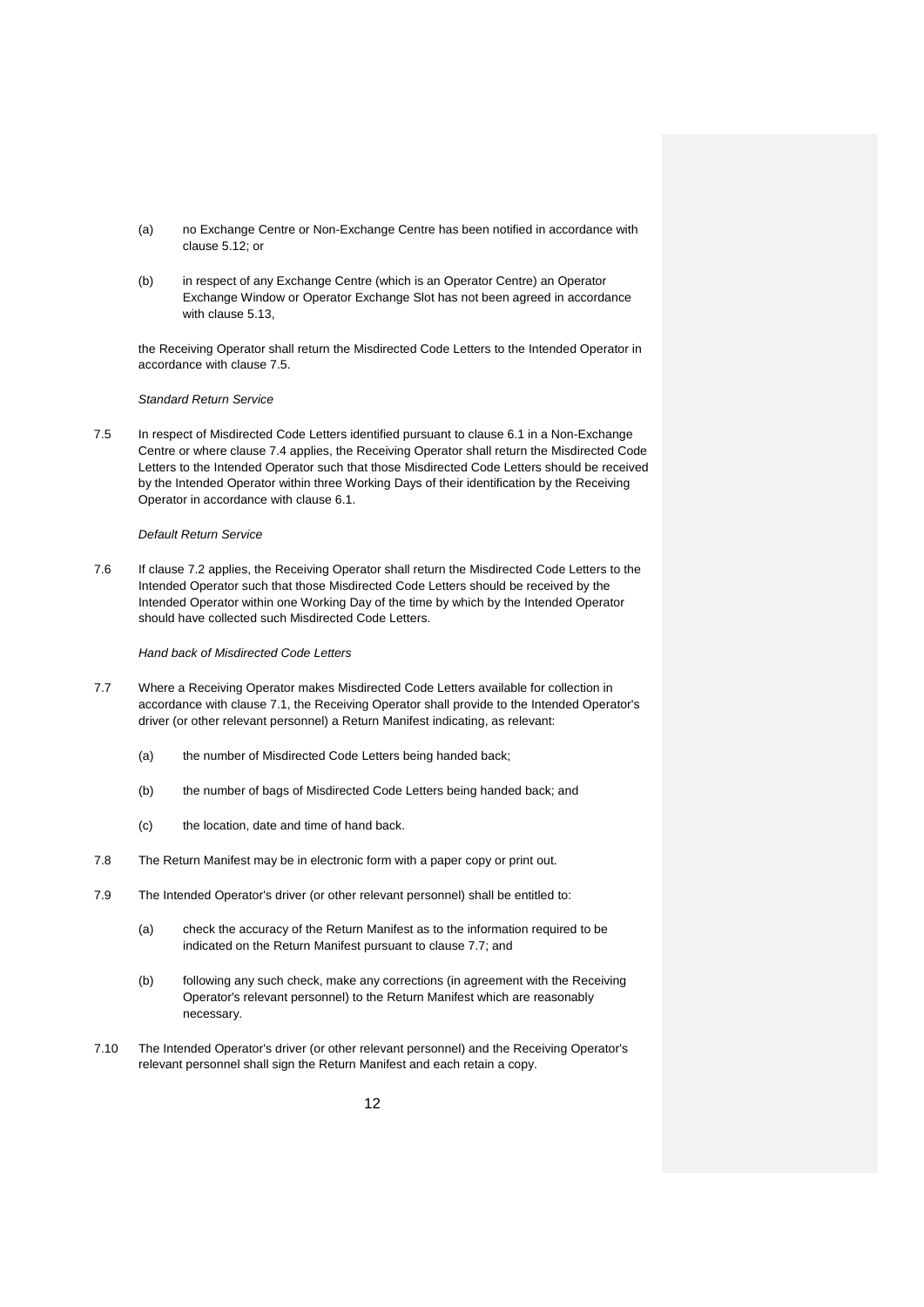(a) no Exchange Centre or Non-Exchange Centre has been notified in accordance with clause 5.12; or

(b) in respect of any Exchange Centre (which is an Operator Centre) an Operator Exchange Window or Operator Exchange Slot has not been agreed in accordance with clause 5.13,

the Receiving Operator shall return the Misdirected Code Letters to the Intended Operator in accordance with clause 7.5.

*Standard Return Service*

7.5 In respect of Misdirected Code Letters identified pursuant to clause 6.1 in a Non-Exchange Centre or where clause 7.4 applies, the Receiving Operator shall return the Misdirected Code Letters to the Intended Operator such that those Misdirected Code Letters should be received by the Intended Operator within three Working Days of their identification by the Receiving Operator in accordance with clause 6.1.

*Default Return Service*

7.6 If clause 7.2 applies, the Receiving Operator shall return the Misdirected Code Letters to the Intended Operator such that those Misdirected Code Letters should be received by the Intended Operator within one Working Day of the time by which by the Intended Operator should have collected such Misdirected Code Letters.

*Hand back of Misdirected Code Letters*

7.7 Where a Receiving Operator makes Misdirected Code Letters available for collection in accordance with clause 7.1, the Receiving Operator shall provide to the Intended Operator's driver (or other relevant personnel) a Return Manifest indicating, as relevant:

(a) the number of Misdirected Code Letters being handed back;

(b) the number of bags of Misdirected Code Letters being handed back; and

(c) the location, date and time of hand back.

7.8 The Return Manifest may be in electronic form with a paper copy or print out.

7.9 The Intended Operator's driver (or other relevant personnel) shall be entitled to:

(a) check the accuracy of the Return Manifest as to the information required to be indicated on the Return Manifest pursuant to clause 7.7; and

(b) following any such check, make any corrections (in agreement with the Receiving Operator's relevant personnel) to the Return Manifest which are reasonably necessary.

7.10 The Intended Operator's driver (or other relevant personnel) and the Receiving Operator's relevant personnel shall sign the Return Manifest and each retain a copy.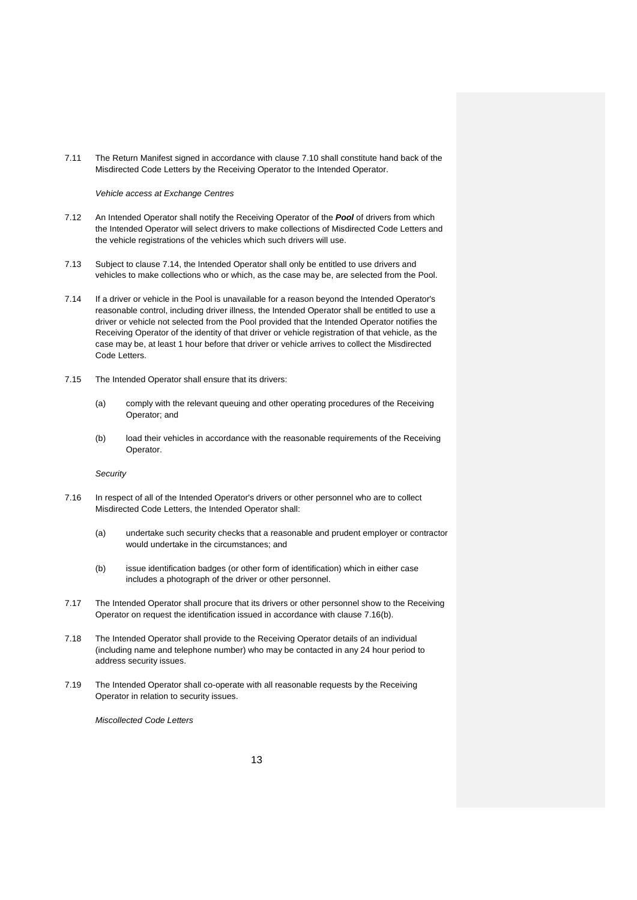7.11 The Return Manifest signed in accordance with clause 7.10 shall constitute hand back of the Misdirected Code Letters by the Receiving Operator to the Intended Operator.

*Vehicle access at Exchange Centres*

7.12 An Intended Operator shall notify the Receiving Operator of the ***Pool*** of drivers from which the Intended Operator will select drivers to make collections of Misdirected Code Letters and the vehicle registrations of the vehicles which such drivers will use.

7.13 Subject to clause 7.14, the Intended Operator shall only be entitled to use drivers and vehicles to make collections who or which, as the case may be, are selected from the Pool.

7.14 If a driver or vehicle in the Pool is unavailable for a reason beyond the Intended Operator's reasonable control, including driver illness, the Intended Operator shall be entitled to use a driver or vehicle not selected from the Pool provided that the Intended Operator notifies the Receiving Operator of the identity of that driver or vehicle registration of that vehicle, as the case may be, at least 1 hour before that driver or vehicle arrives to collect the Misdirected Code Letters.

7.15 The Intended Operator shall ensure that its drivers:

(a) comply with the relevant queuing and other operating procedures of the Receiving Operator; and

(b) load their vehicles in accordance with the reasonable requirements of the Receiving Operator.

*Security*

7.16 In respect of all of the Intended Operator's drivers or other personnel who are to collect Misdirected Code Letters, the Intended Operator shall:

(a) undertake such security checks that a reasonable and prudent employer or contractor would undertake in the circumstances; and

(b) issue identification badges (or other form of identification) which in either case includes a photograph of the driver or other personnel.

7.17 The Intended Operator shall procure that its drivers or other personnel show to the Receiving Operator on request the identification issued in accordance with clause 7.16(b).

7.18 The Intended Operator shall provide to the Receiving Operator details of an individual (including name and telephone number) who may be contacted in any 24 hour period to address security issues.

7.19 The Intended Operator shall co-operate with all reasonable requests by the Receiving Operator in relation to security issues.

*Miscollected Code Letters*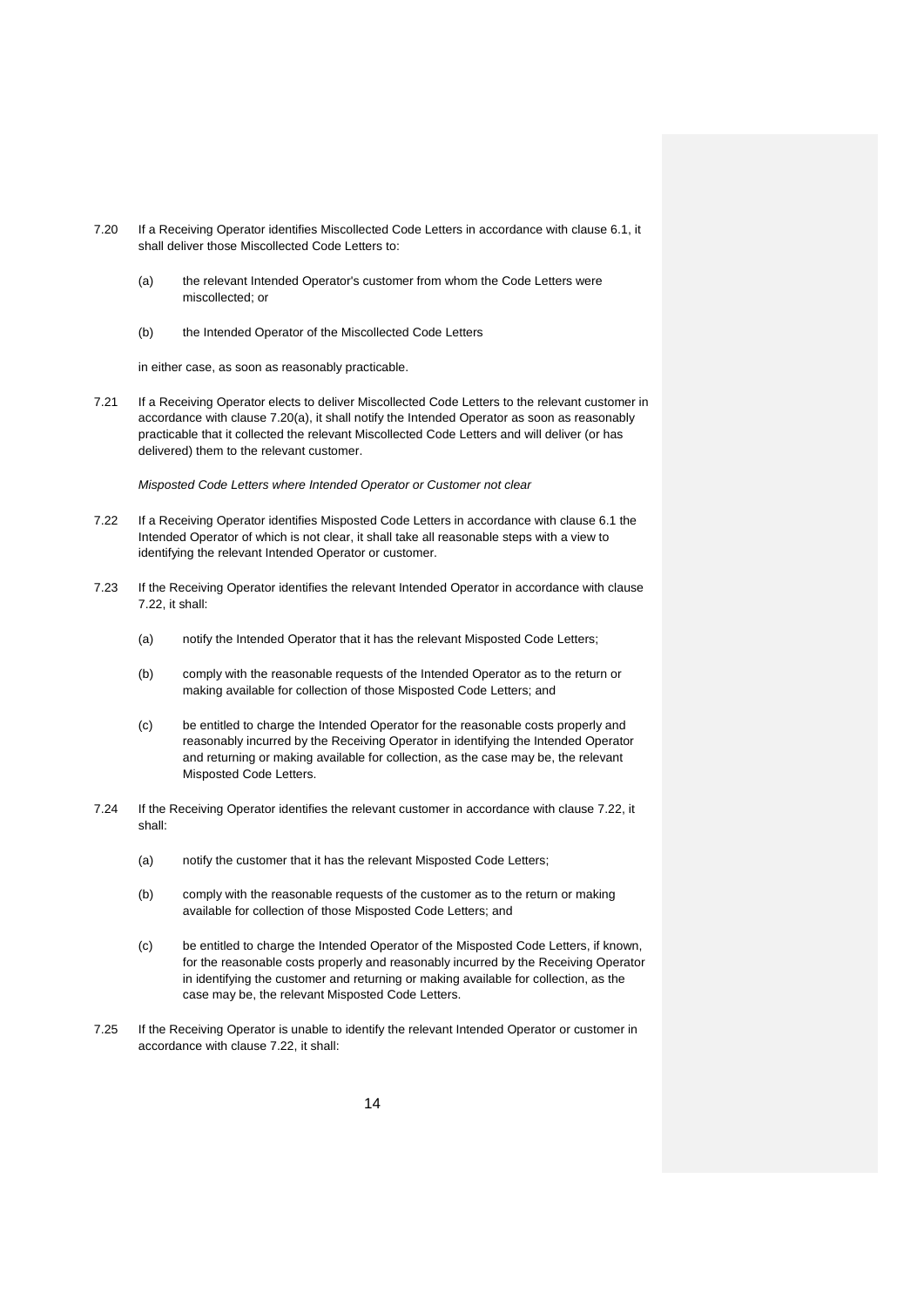7.20 If a Receiving Operator identifies Miscollected Code Letters in accordance with clause 6.1, it shall deliver those Miscollected Code Letters to:

(a) the relevant Intended Operator's customer from whom the Code Letters were miscollected; or

(b) the Intended Operator of the Miscollected Code Letters

in either case, as soon as reasonably practicable.

7.21 If a Receiving Operator elects to deliver Miscollected Code Letters to the relevant customer in accordance with clause 7.20(a), it shall notify the Intended Operator as soon as reasonably practicable that it collected the relevant Miscollected Code Letters and will deliver (or has delivered) them to the relevant customer.

*Misposted Code Letters where Intended Operator or Customer not clear*

7.22 If a Receiving Operator identifies Misposted Code Letters in accordance with clause 6.1 the Intended Operator of which is not clear, it shall take all reasonable steps with a view to identifying the relevant Intended Operator or customer.

7.23 If the Receiving Operator identifies the relevant Intended Operator in accordance with clause 7.22, it shall:

(a) notify the Intended Operator that it has the relevant Misposted Code Letters;

(b) comply with the reasonable requests of the Intended Operator as to the return or making available for collection of those Misposted Code Letters; and

(c) be entitled to charge the Intended Operator for the reasonable costs properly and reasonably incurred by the Receiving Operator in identifying the Intended Operator and returning or making available for collection, as the case may be, the relevant Misposted Code Letters.

7.24 If the Receiving Operator identifies the relevant customer in accordance with clause 7.22, it shall:

(a) notify the customer that it has the relevant Misposted Code Letters;

(b) comply with the reasonable requests of the customer as to the return or making available for collection of those Misposted Code Letters; and

(c) be entitled to charge the Intended Operator of the Misposted Code Letters, if known, for the reasonable costs properly and reasonably incurred by the Receiving Operator in identifying the customer and returning or making available for collection, as the case may be, the relevant Misposted Code Letters.

7.25 If the Receiving Operator is unable to identify the relevant Intended Operator or customer in accordance with clause 7.22, it shall: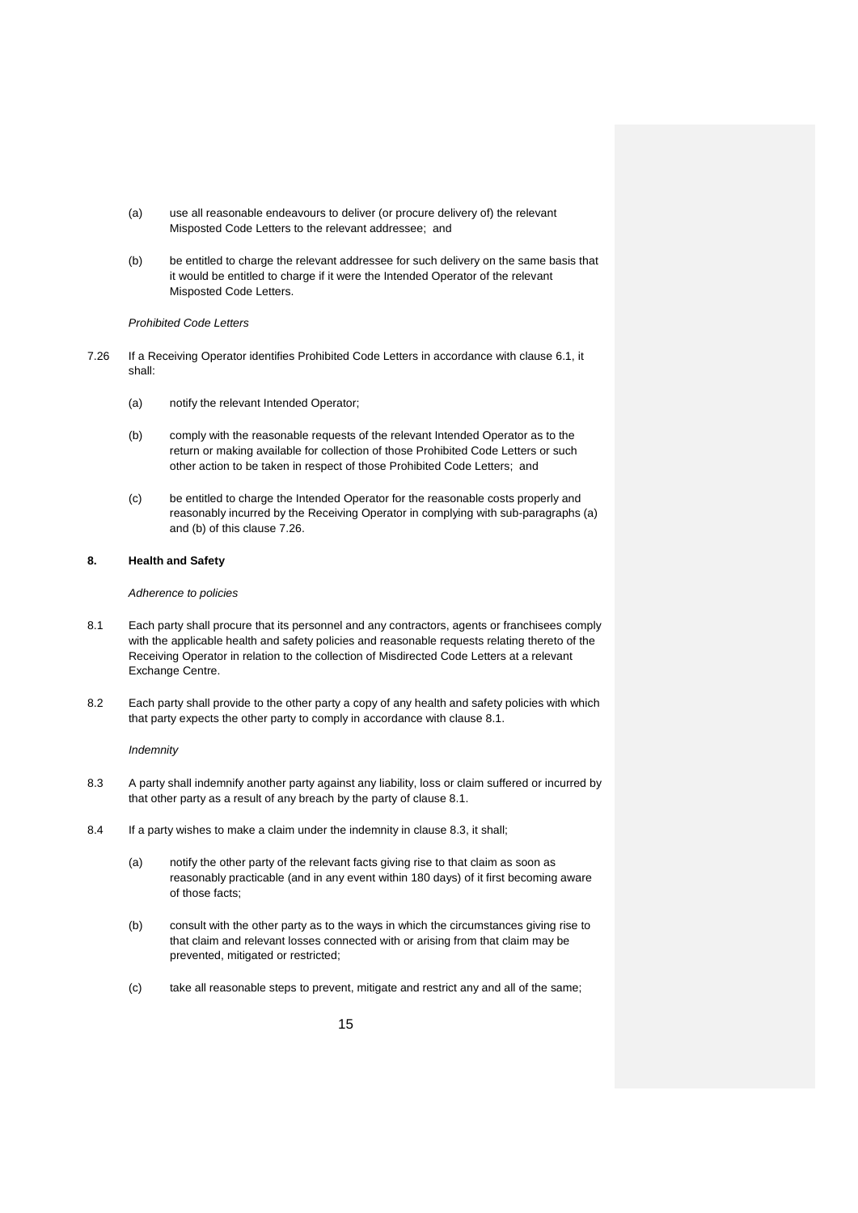(a) use all reasonable endeavours to deliver (or procure delivery of) the relevant Misposted Code Letters to the relevant addressee; and

(b) be entitled to charge the relevant addressee for such delivery on the same basis that it would be entitled to charge if it were the Intended Operator of the relevant Misposted Code Letters.

*Prohibited Code Letters*

7.26 If a Receiving Operator identifies Prohibited Code Letters in accordance with clause 6.1, it shall:

(a) notify the relevant Intended Operator;

(b) comply with the reasonable requests of the relevant Intended Operator as to the return or making available for collection of those Prohibited Code Letters or such other action to be taken in respect of those Prohibited Code Letters; and

(c) be entitled to charge the Intended Operator for the reasonable costs properly and reasonably incurred by the Receiving Operator in complying with sub-paragraphs (a) and (b) of this clause 7.26.

**8. Health and Safety**

*Adherence to policies*

8.1 Each party shall procure that its personnel and any contractors, agents or franchisees comply with the applicable health and safety policies and reasonable requests relating thereto of the Receiving Operator in relation to the collection of Misdirected Code Letters at a relevant Exchange Centre.

8.2 Each party shall provide to the other party a copy of any health and safety policies with which that party expects the other party to comply in accordance with clause 8.1.

*Indemnity*

8.3 A party shall indemnify another party against any liability, loss or claim suffered or incurred by that other party as a result of any breach by the party of clause 8.1.

8.4 If a party wishes to make a claim under the indemnity in clause 8.3, it shall;

(a) notify the other party of the relevant facts giving rise to that claim as soon as reasonably practicable (and in any event within 180 days) of it first becoming aware of those facts;

(b) consult with the other party as to the ways in which the circumstances giving rise to that claim and relevant losses connected with or arising from that claim may be prevented, mitigated or restricted;

(c) take all reasonable steps to prevent, mitigate and restrict any and all of the same;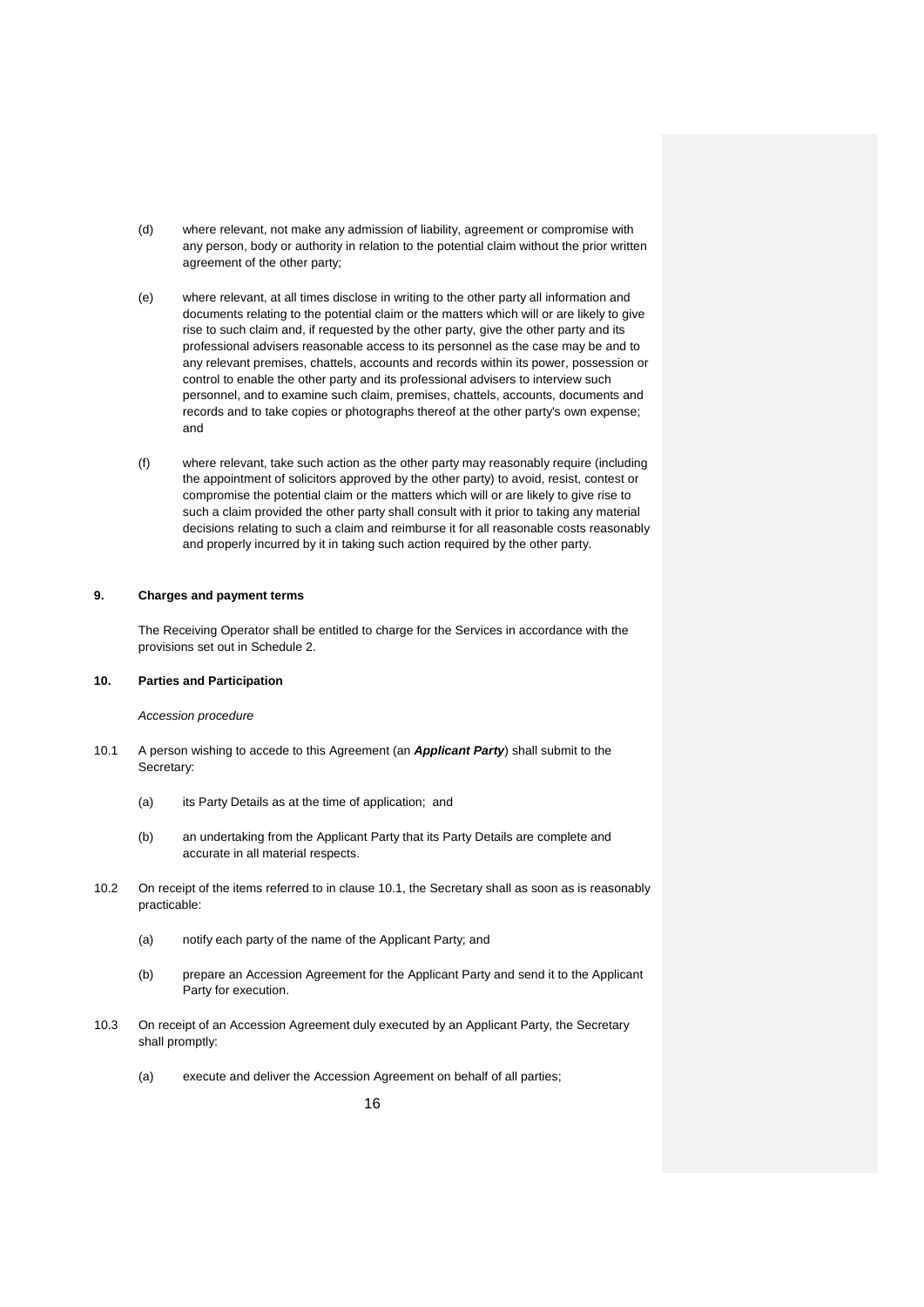(d) where relevant, not make any admission of liability, agreement or compromise with any person, body or authority in relation to the potential claim without the prior written agreement of the other party;

(e) where relevant, at all times disclose in writing to the other party all information and documents relating to the potential claim or the matters which will or are likely to give rise to such claim and, if requested by the other party, give the other party and its professional advisers reasonable access to its personnel as the case may be and to any relevant premises, chattels, accounts and records within its power, possession or control to enable the other party and its professional advisers to interview such personnel, and to examine such claim, premises, chattels, accounts, documents and records and to take copies or photographs thereof at the other party's own expense; and

(f) where relevant, take such action as the other party may reasonably require (including the appointment of solicitors approved by the other party) to avoid, resist, contest or compromise the potential claim or the matters which will or are likely to give rise to such a claim provided the other party shall consult with it prior to taking any material decisions relating to such a claim and reimburse it for all reasonable costs reasonably and properly incurred by it in taking such action required by the other party.

**9. Charges and payment terms**

The Receiving Operator shall be entitled to charge for the Services in accordance with the provisions set out in Schedule 2.

**10. Parties and Participation**

*Accession procedure*

10.1 A person wishing to accede to this Agreement (an ***Applicant Party***) shall submit to the Secretary:

(a) its Party Details as at the time of application; and

(b) an undertaking from the Applicant Party that its Party Details are complete and accurate in all material respects.

10.2 On receipt of the items referred to in clause 10.1, the Secretary shall as soon as is reasonably practicable:

(a) notify each party of the name of the Applicant Party; and

(b) prepare an Accession Agreement for the Applicant Party and send it to the Applicant Party for execution.

10.3 On receipt of an Accession Agreement duly executed by an Applicant Party, the Secretary shall promptly:

(a) execute and deliver the Accession Agreement on behalf of all parties;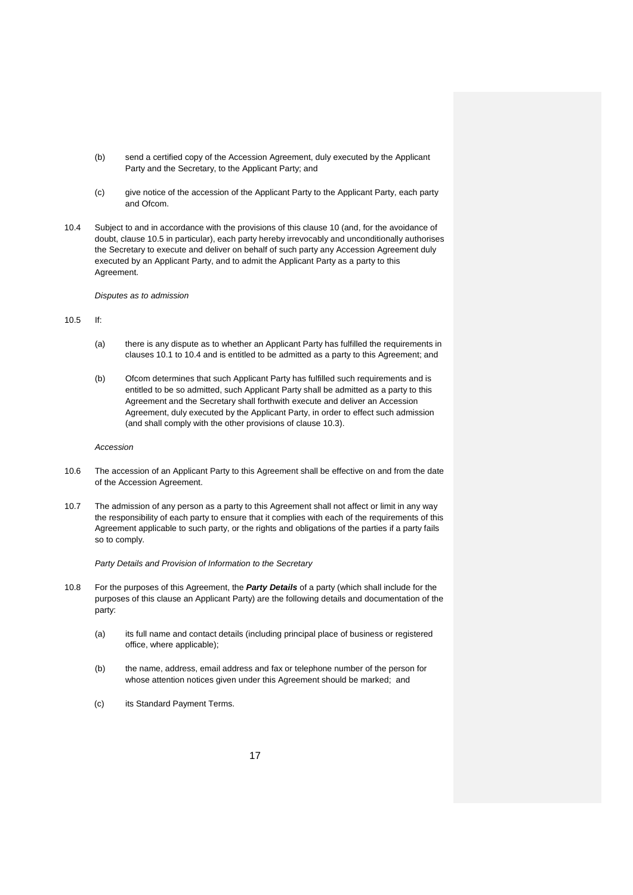(b) send a certified copy of the Accession Agreement, duly executed by the Applicant Party and the Secretary, to the Applicant Party; and

(c) give notice of the accession of the Applicant Party to the Applicant Party, each party and Ofcom.

10.4 Subject to and in accordance with the provisions of this clause 10 (and, for the avoidance of doubt, clause 10.5 in particular), each party hereby irrevocably and unconditionally authorises the Secretary to execute and deliver on behalf of such party any Accession Agreement duly executed by an Applicant Party, and to admit the Applicant Party as a party to this Agreement.

*Disputes as to admission*

10.5 If:

(a) there is any dispute as to whether an Applicant Party has fulfilled the requirements in clauses 10.1 to 10.4 and is entitled to be admitted as a party to this Agreement; and

(b) Ofcom determines that such Applicant Party has fulfilled such requirements and is entitled to be so admitted, such Applicant Party shall be admitted as a party to this Agreement and the Secretary shall forthwith execute and deliver an Accession Agreement, duly executed by the Applicant Party, in order to effect such admission (and shall comply with the other provisions of clause 10.3).

*Accession*

10.6 The accession of an Applicant Party to this Agreement shall be effective on and from the date of the Accession Agreement.

10.7 The admission of any person as a party to this Agreement shall not affect or limit in any way the responsibility of each party to ensure that it complies with each of the requirements of this Agreement applicable to such party, or the rights and obligations of the parties if a party fails so to comply.

*Party Details and Provision of Information to the Secretary*

10.8 For the purposes of this Agreement, the ***Party Details*** of a party (which shall include for the purposes of this clause an Applicant Party) are the following details and documentation of the party:

(a) its full name and contact details (including principal place of business or registered office, where applicable);

(b) the name, address, email address and fax or telephone number of the person for whose attention notices given under this Agreement should be marked; and

(c) its Standard Payment Terms.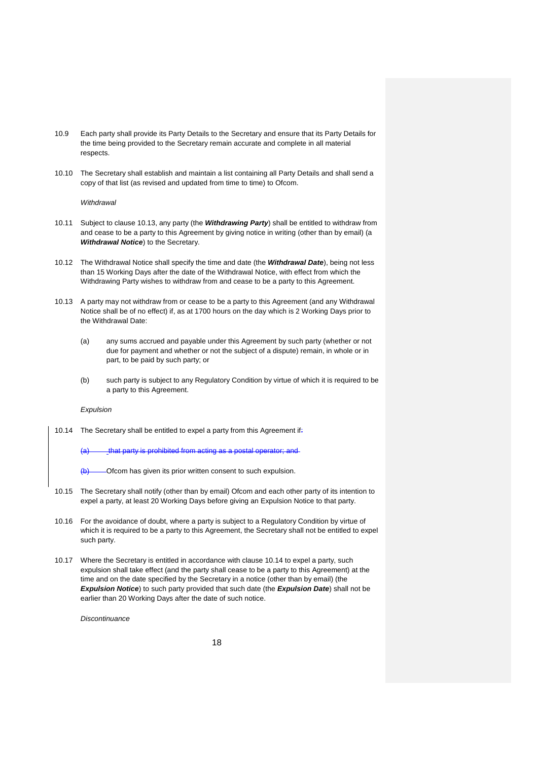10.9 Each party shall provide its Party Details to the Secretary and ensure that its Party Details for the time being provided to the Secretary remain accurate and complete in all material respects.

10.10 The Secretary shall establish and maintain a list containing all Party Details and shall send a copy of that list (as revised and updated from time to time) to Ofcom.

*Withdrawal*

10.11 Subject to clause 10.13, any party (the ***Withdrawing Party***) shall be entitled to withdraw from and cease to be a party to this Agreement by giving notice in writing (other than by email) (a ***Withdrawal Notice***) to the Secretary.

10.12 The Withdrawal Notice shall specify the time and date (the ***Withdrawal Date***), being not less than 15 Working Days after the date of the Withdrawal Notice, with effect from which the Withdrawing Party wishes to withdraw from and cease to be a party to this Agreement.

10.13 A party may not withdraw from or cease to be a party to this Agreement (and any Withdrawal Notice shall be of no effect) if, as at 1700 hours on the day which is 2 Working Days prior to the Withdrawal Date:

(a) any sums accrued and payable under this Agreement by such party (whether or not due for payment and whether or not the subject of a dispute) remain, in whole or in part, to be paid by such party; or

(b) such party is subject to any Regulatory Condition by virtue of which it is required to be a party to this Agreement.

*Expulsion*

10.14 The Secretary shall be entitled to expel a party from this Agreement if~~:~~

~~(a) that party is prohibited from acting as a postal operator; and~~

~~(b)~~ Ofcom has given its prior written consent to such expulsion.

10.15 The Secretary shall notify (other than by email) Ofcom and each other party of its intention to expel a party, at least 20 Working Days before giving an Expulsion Notice to that party.

10.16 For the avoidance of doubt, where a party is subject to a Regulatory Condition by virtue of which it is required to be a party to this Agreement, the Secretary shall not be entitled to expel such party.

10.17 Where the Secretary is entitled in accordance with clause 10.14 to expel a party, such expulsion shall take effect (and the party shall cease to be a party to this Agreement) at the time and on the date specified by the Secretary in a notice (other than by email) (the ***Expulsion Notice***) to such party provided that such date (the ***Expulsion Date***) shall not be earlier than 20 Working Days after the date of such notice.

*Discontinuance*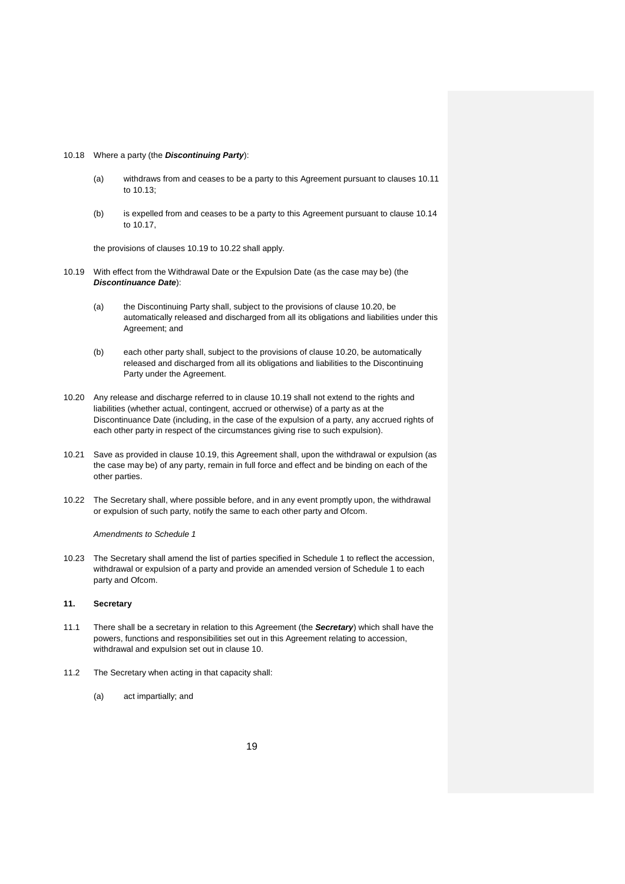10.18 Where a party (the ***Discontinuing Party***):

(a) withdraws from and ceases to be a party to this Agreement pursuant to clauses 10.11 to 10.13;

(b) is expelled from and ceases to be a party to this Agreement pursuant to clause 10.14 to 10.17,

the provisions of clauses 10.19 to 10.22 shall apply.

10.19 With effect from the Withdrawal Date or the Expulsion Date (as the case may be) (the ***Discontinuance Date***):

(a) the Discontinuing Party shall, subject to the provisions of clause 10.20, be automatically released and discharged from all its obligations and liabilities under this Agreement; and

(b) each other party shall, subject to the provisions of clause 10.20, be automatically released and discharged from all its obligations and liabilities to the Discontinuing Party under the Agreement.

10.20 Any release and discharge referred to in clause 10.19 shall not extend to the rights and liabilities (whether actual, contingent, accrued or otherwise) of a party as at the Discontinuance Date (including, in the case of the expulsion of a party, any accrued rights of each other party in respect of the circumstances giving rise to such expulsion).

10.21 Save as provided in clause 10.19, this Agreement shall, upon the withdrawal or expulsion (as the case may be) of any party, remain in full force and effect and be binding on each of the other parties.

10.22 The Secretary shall, where possible before, and in any event promptly upon, the withdrawal or expulsion of such party, notify the same to each other party and Ofcom.

*Amendments to Schedule 1*

10.23 The Secretary shall amend the list of parties specified in Schedule 1 to reflect the accession, withdrawal or expulsion of a party and provide an amended version of Schedule 1 to each party and Ofcom.

## 11. Secretary

11.1 There shall be a secretary in relation to this Agreement (the ***Secretary***) which shall have the powers, functions and responsibilities set out in this Agreement relating to accession, withdrawal and expulsion set out in clause 10.

11.2 The Secretary when acting in that capacity shall:

(a) act impartially; and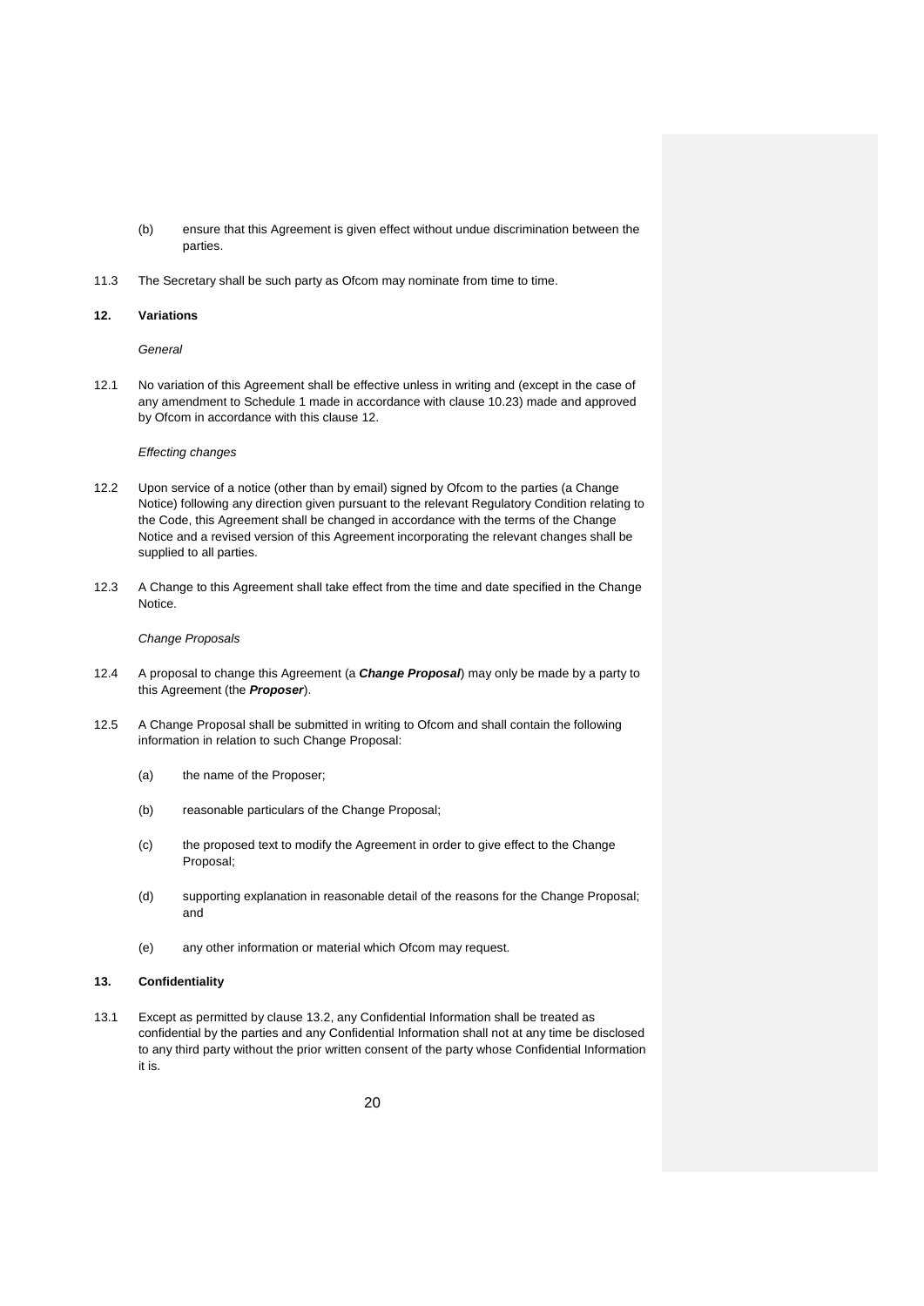(b) ensure that this Agreement is given effect without undue discrimination between the parties.

11.3 The Secretary shall be such party as Ofcom may nominate from time to time.

## 12. Variations

*General*

12.1 No variation of this Agreement shall be effective unless in writing and (except in the case of any amendment to Schedule 1 made in accordance with clause 10.23) made and approved by Ofcom in accordance with this clause 12.

*Effecting changes*

12.2 Upon service of a notice (other than by email) signed by Ofcom to the parties (a Change Notice) following any direction given pursuant to the relevant Regulatory Condition relating to the Code, this Agreement shall be changed in accordance with the terms of the Change Notice and a revised version of this Agreement incorporating the relevant changes shall be supplied to all parties.

12.3 A Change to this Agreement shall take effect from the time and date specified in the Change Notice.

*Change Proposals*

12.4 A proposal to change this Agreement (a ***Change Proposal***) may only be made by a party to this Agreement (the ***Proposer***).

12.5 A Change Proposal shall be submitted in writing to Ofcom and shall contain the following information in relation to such Change Proposal:

(a) the name of the Proposer;

(b) reasonable particulars of the Change Proposal;

(c) the proposed text to modify the Agreement in order to give effect to the Change Proposal;

(d) supporting explanation in reasonable detail of the reasons for the Change Proposal; and

(e) any other information or material which Ofcom may request.

## 13. Confidentiality

13.1 Except as permitted by clause 13.2, any Confidential Information shall be treated as confidential by the parties and any Confidential Information shall not at any time be disclosed to any third party without the prior written consent of the party whose Confidential Information it is.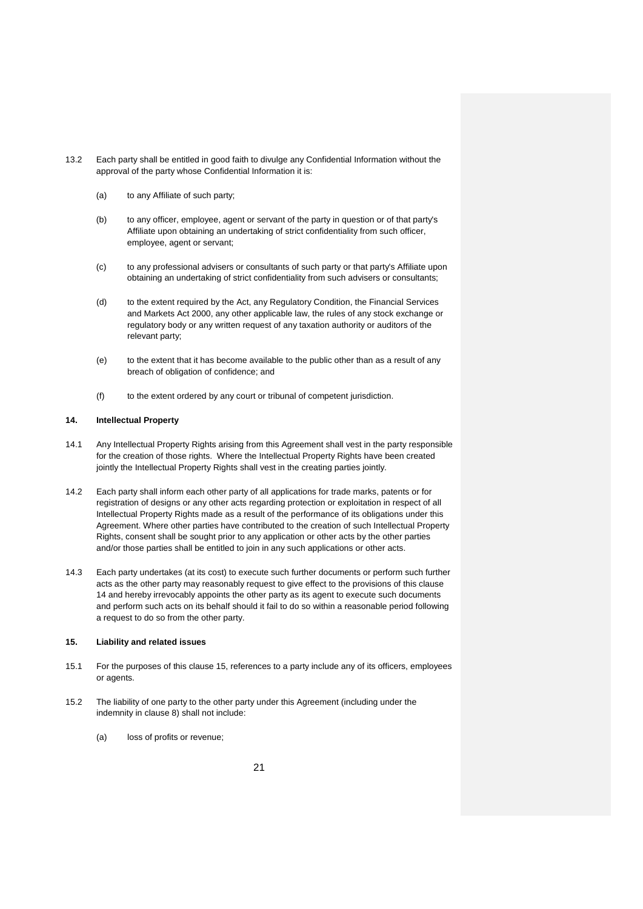13.2 Each party shall be entitled in good faith to divulge any Confidential Information without the approval of the party whose Confidential Information it is:

(a) to any Affiliate of such party;

(b) to any officer, employee, agent or servant of the party in question or of that party's Affiliate upon obtaining an undertaking of strict confidentiality from such officer, employee, agent or servant;

(c) to any professional advisers or consultants of such party or that party's Affiliate upon obtaining an undertaking of strict confidentiality from such advisers or consultants;

(d) to the extent required by the Act, any Regulatory Condition, the Financial Services and Markets Act 2000, any other applicable law, the rules of any stock exchange or regulatory body or any written request of any taxation authority or auditors of the relevant party;

(e) to the extent that it has become available to the public other than as a result of any breach of obligation of confidence; and

(f) to the extent ordered by any court or tribunal of competent jurisdiction.

## 14. Intellectual Property

14.1 Any Intellectual Property Rights arising from this Agreement shall vest in the party responsible for the creation of those rights. Where the Intellectual Property Rights have been created jointly the Intellectual Property Rights shall vest in the creating parties jointly.

14.2 Each party shall inform each other party of all applications for trade marks, patents or for registration of designs or any other acts regarding protection or exploitation in respect of all Intellectual Property Rights made as a result of the performance of its obligations under this Agreement. Where other parties have contributed to the creation of such Intellectual Property Rights, consent shall be sought prior to any application or other acts by the other parties and/or those parties shall be entitled to join in any such applications or other acts.

14.3 Each party undertakes (at its cost) to execute such further documents or perform such further acts as the other party may reasonably request to give effect to the provisions of this clause 14 and hereby irrevocably appoints the other party as its agent to execute such documents and perform such acts on its behalf should it fail to do so within a reasonable period following a request to do so from the other party.

## 15. Liability and related issues

15.1 For the purposes of this clause 15, references to a party include any of its officers, employees or agents.

15.2 The liability of one party to the other party under this Agreement (including under the indemnity in clause 8) shall not include:

(a) loss of profits or revenue;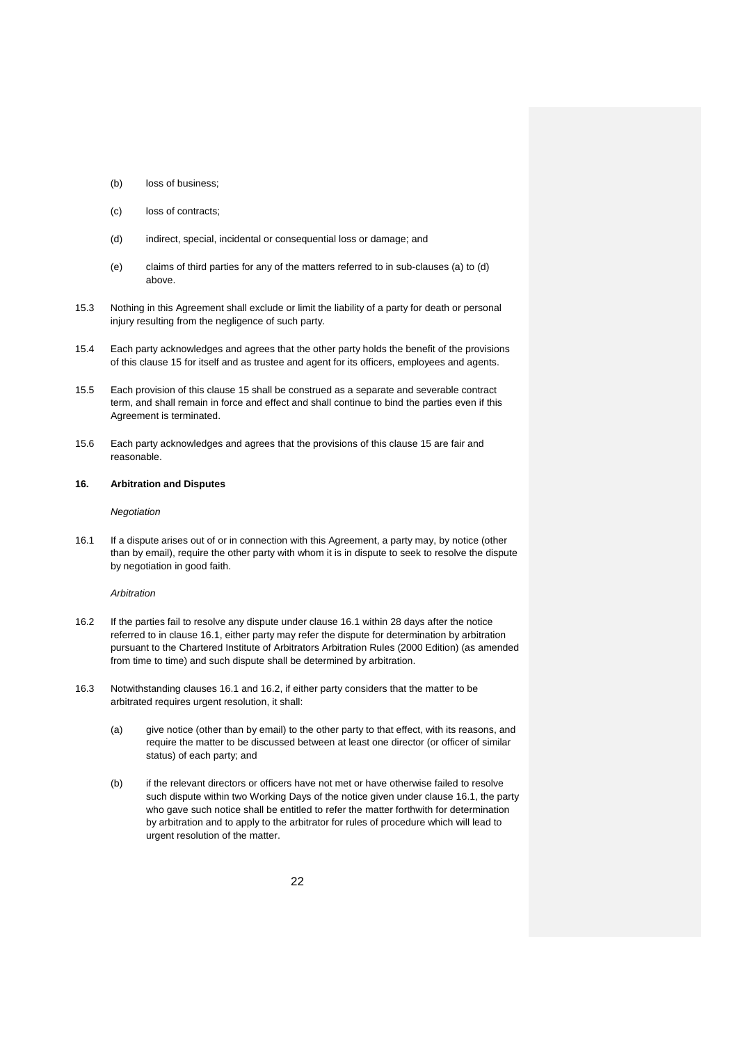(b) loss of business;

(c) loss of contracts;

(d) indirect, special, incidental or consequential loss or damage; and

(e) claims of third parties for any of the matters referred to in sub-clauses (a) to (d) above.

15.3 Nothing in this Agreement shall exclude or limit the liability of a party for death or personal injury resulting from the negligence of such party.

15.4 Each party acknowledges and agrees that the other party holds the benefit of the provisions of this clause 15 for itself and as trustee and agent for its officers, employees and agents.

15.5 Each provision of this clause 15 shall be construed as a separate and severable contract term, and shall remain in force and effect and shall continue to bind the parties even if this Agreement is terminated.

15.6 Each party acknowledges and agrees that the provisions of this clause 15 are fair and reasonable.

**16. Arbitration and Disputes**

*Negotiation*

16.1 If a dispute arises out of or in connection with this Agreement, a party may, by notice (other than by email), require the other party with whom it is in dispute to seek to resolve the dispute by negotiation in good faith.

*Arbitration*

16.2 If the parties fail to resolve any dispute under clause 16.1 within 28 days after the notice referred to in clause 16.1, either party may refer the dispute for determination by arbitration pursuant to the Chartered Institute of Arbitrators Arbitration Rules (2000 Edition) (as amended from time to time) and such dispute shall be determined by arbitration.

16.3 Notwithstanding clauses 16.1 and 16.2, if either party considers that the matter to be arbitrated requires urgent resolution, it shall:

(a) give notice (other than by email) to the other party to that effect, with its reasons, and require the matter to be discussed between at least one director (or officer of similar status) of each party; and

(b) if the relevant directors or officers have not met or have otherwise failed to resolve such dispute within two Working Days of the notice given under clause 16.1, the party who gave such notice shall be entitled to refer the matter forthwith for determination by arbitration and to apply to the arbitrator for rules of procedure which will lead to urgent resolution of the matter.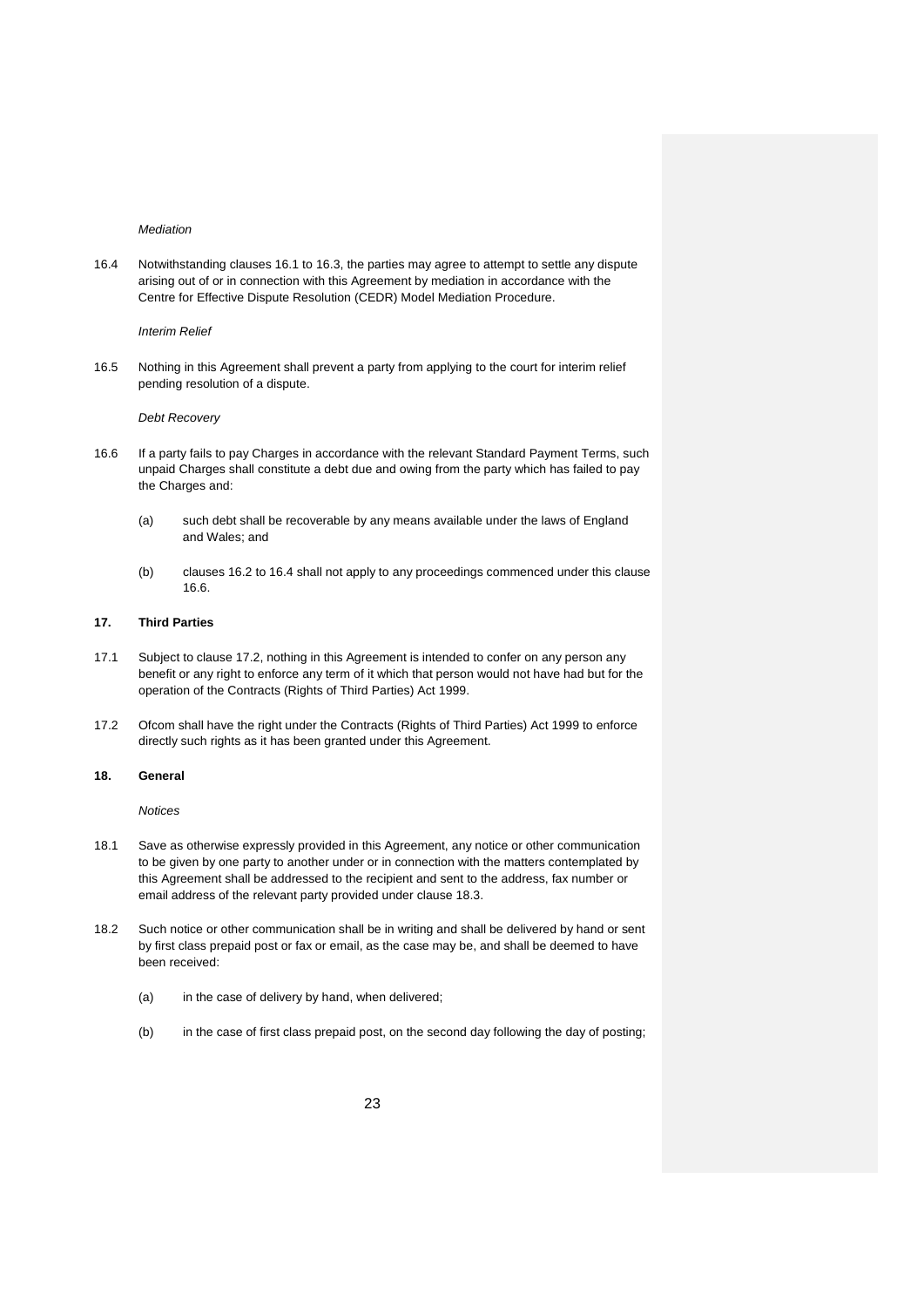*Mediation*

16.4 Notwithstanding clauses 16.1 to 16.3, the parties may agree to attempt to settle any dispute arising out of or in connection with this Agreement by mediation in accordance with the Centre for Effective Dispute Resolution (CEDR) Model Mediation Procedure.

*Interim Relief*

16.5 Nothing in this Agreement shall prevent a party from applying to the court for interim relief pending resolution of a dispute.

*Debt Recovery*

16.6 If a party fails to pay Charges in accordance with the relevant Standard Payment Terms, such unpaid Charges shall constitute a debt due and owing from the party which has failed to pay the Charges and:

(a) such debt shall be recoverable by any means available under the laws of England and Wales; and

(b) clauses 16.2 to 16.4 shall not apply to any proceedings commenced under this clause 16.6.

**17. Third Parties**

17.1 Subject to clause 17.2, nothing in this Agreement is intended to confer on any person any benefit or any right to enforce any term of it which that person would not have had but for the operation of the Contracts (Rights of Third Parties) Act 1999.

17.2 Ofcom shall have the right under the Contracts (Rights of Third Parties) Act 1999 to enforce directly such rights as it has been granted under this Agreement.

**18. General**

*Notices*

18.1 Save as otherwise expressly provided in this Agreement, any notice or other communication to be given by one party to another under or in connection with the matters contemplated by this Agreement shall be addressed to the recipient and sent to the address, fax number or email address of the relevant party provided under clause 18.3.

18.2 Such notice or other communication shall be in writing and shall be delivered by hand or sent by first class prepaid post or fax or email, as the case may be, and shall be deemed to have been received:

(a) in the case of delivery by hand, when delivered;

(b) in the case of first class prepaid post, on the second day following the day of posting;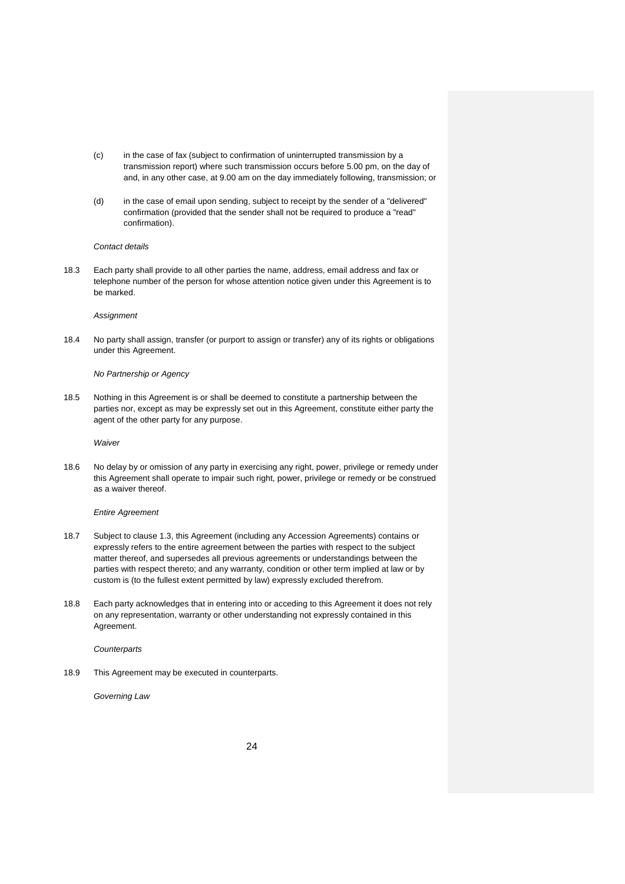(c) in the case of fax (subject to confirmation of uninterrupted transmission by a transmission report) where such transmission occurs before 5.00 pm, on the day of and, in any other case, at 9.00 am on the day immediately following, transmission; or

(d) in the case of email upon sending, subject to receipt by the sender of a "delivered" confirmation (provided that the sender shall not be required to produce a "read" confirmation).

*Contact details*

18.3 Each party shall provide to all other parties the name, address, email address and fax or telephone number of the person for whose attention notice given under this Agreement is to be marked.

*Assignment*

18.4 No party shall assign, transfer (or purport to assign or transfer) any of its rights or obligations under this Agreement.

*No Partnership or Agency*

18.5 Nothing in this Agreement is or shall be deemed to constitute a partnership between the parties nor, except as may be expressly set out in this Agreement, constitute either party the agent of the other party for any purpose.

*Waiver*

18.6 No delay by or omission of any party in exercising any right, power, privilege or remedy under this Agreement shall operate to impair such right, power, privilege or remedy or be construed as a waiver thereof.

*Entire Agreement*

18.7 Subject to clause 1.3, this Agreement (including any Accession Agreements) contains or expressly refers to the entire agreement between the parties with respect to the subject matter thereof, and supersedes all previous agreements or understandings between the parties with respect thereto; and any warranty, condition or other term implied at law or by custom is (to the fullest extent permitted by law) expressly excluded therefrom.

18.8 Each party acknowledges that in entering into or acceding to this Agreement it does not rely on any representation, warranty or other understanding not expressly contained in this Agreement.

*Counterparts*

18.9 This Agreement may be executed in counterparts.

*Governing Law*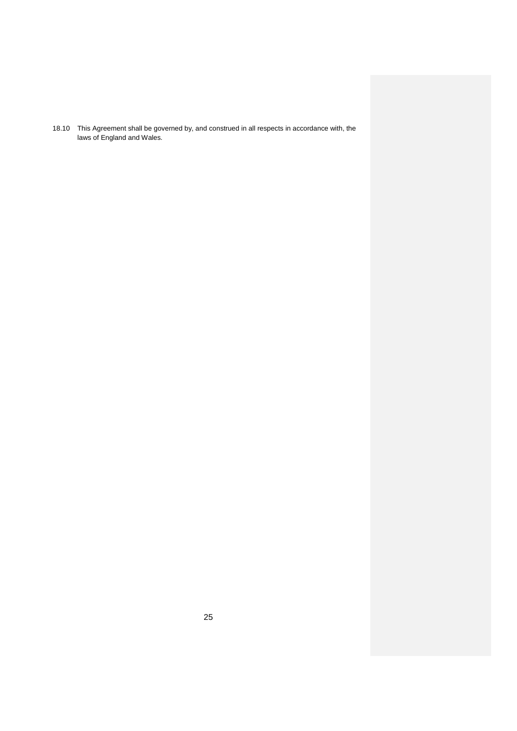18.10 This Agreement shall be governed by, and construed in all respects in accordance with, the laws of England and Wales.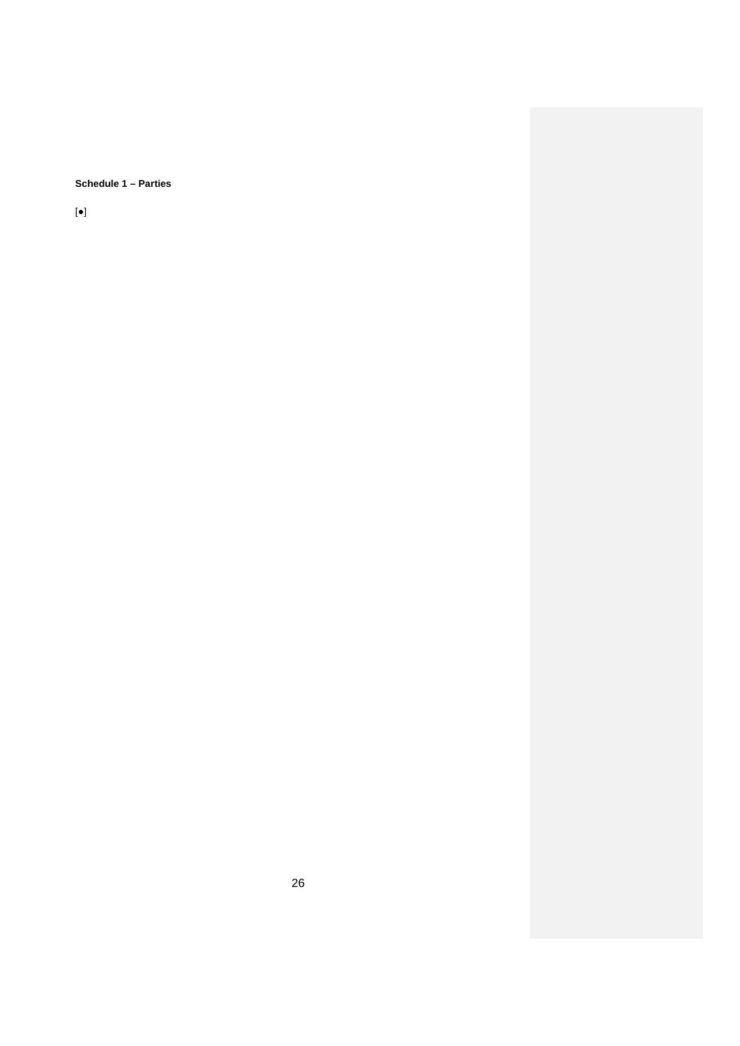**Schedule 1 – Parties**

[•]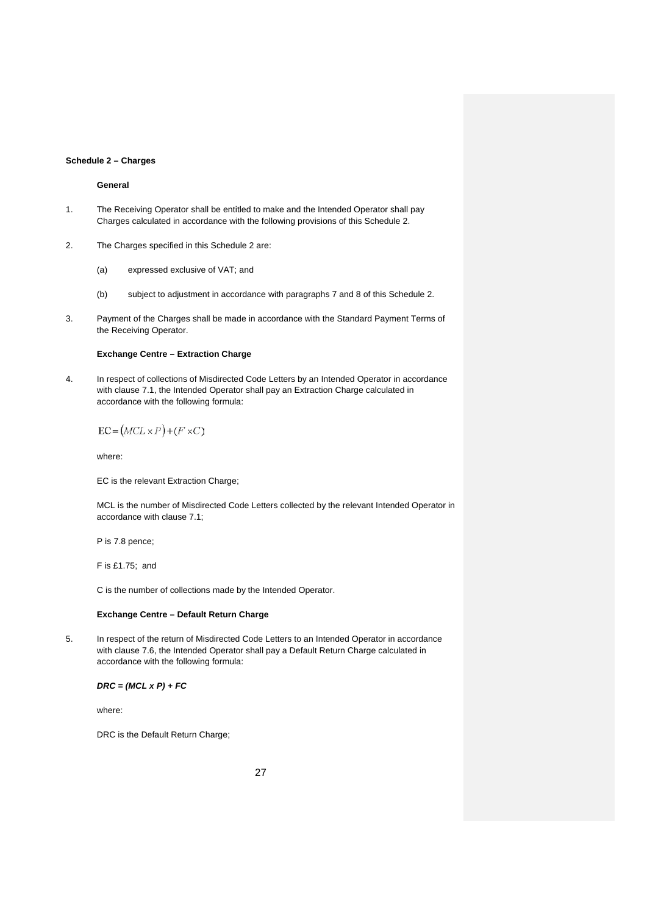**Schedule 2 – Charges**

**General**

1. The Receiving Operator shall be entitled to make and the Intended Operator shall pay Charges calculated in accordance with the following provisions of this Schedule 2.

2. The Charges specified in this Schedule 2 are:

   (a) expressed exclusive of VAT; and

   (b) subject to adjustment in accordance with paragraphs 7 and 8 of this Schedule 2.

3. Payment of the Charges shall be made in accordance with the Standard Payment Terms of the Receiving Operator.

**Exchange Centre – Extraction Charge**

4. In respect of collections of Misdirected Code Letters by an Intended Operator in accordance with clause 7.1, the Intended Operator shall pay an Extraction Charge calculated in accordance with the following formula:

$$\mathrm{EC} = (MCL \times P) + (F \times C)$$

where:

EC is the relevant Extraction Charge;

MCL is the number of Misdirected Code Letters collected by the relevant Intended Operator in accordance with clause 7.1;

P is 7.8 pence;

F is £1.75; and

C is the number of collections made by the Intended Operator.

**Exchange Centre – Default Return Charge**

5. In respect of the return of Misdirected Code Letters to an Intended Operator in accordance with clause 7.6, the Intended Operator shall pay a Default Return Charge calculated in accordance with the following formula:

***DRC = (MCL x P) + FC***

where:

DRC is the Default Return Charge;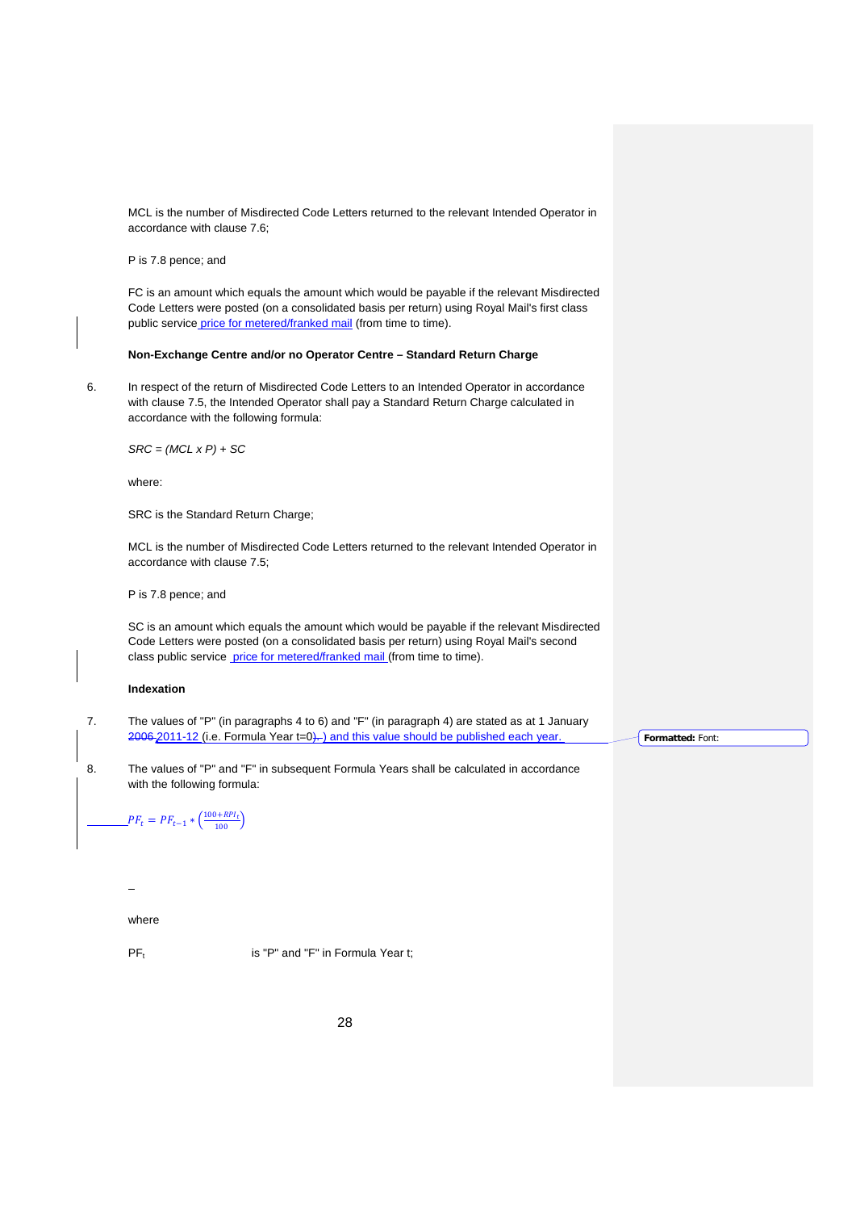MCL is the number of Misdirected Code Letters returned to the relevant Intended Operator in accordance with clause 7.6;

P is 7.8 pence; and

FC is an amount which equals the amount which would be payable if the relevant Misdirected Code Letters were posted (on a consolidated basis per return) using Royal Mail's first class public service price for metered/franked mail (from time to time).

**Non-Exchange Centre and/or no Operator Centre – Standard Return Charge**

6. In respect of the return of Misdirected Code Letters to an Intended Operator in accordance with clause 7.5, the Intended Operator shall pay a Standard Return Charge calculated in accordance with the following formula:

   *SRC = (MCL x P) + SC*

   where:

   SRC is the Standard Return Charge;

   MCL is the number of Misdirected Code Letters returned to the relevant Intended Operator in accordance with clause 7.5;

   P is 7.8 pence; and

   SC is an amount which equals the amount which would be payable if the relevant Misdirected Code Letters were posted (on a consolidated basis per return) using Royal Mail's second class public service price for metered/franked mail (from time to time).

**Indexation**

7. The values of "P" (in paragraphs 4 to 6) and "F" (in paragraph 4) are stated as at 1 January ~~2006~~ 2011-12 (i.e. Formula Year t=0~~).~~) and this value should be published each year.

8. The values of "P" and "F" in subsequent Formula Years shall be calculated in accordance with the following formula:

$$PF_t = PF_{t-1} * \left(\frac{100 + RPI_t}{100}\right)$$

where

$PF_t$ is "P" and "F" in Formula Year t;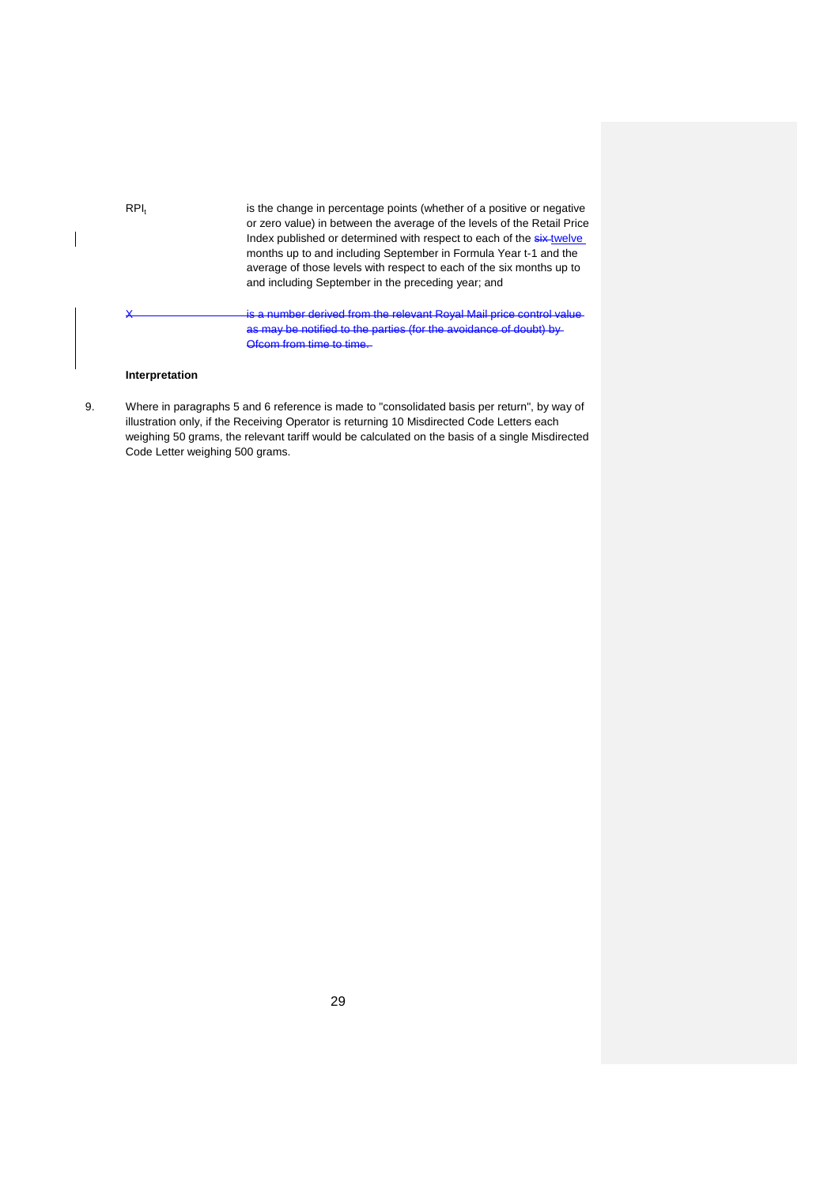| | |
|---|---|
| $RPI_t$ | is the change in percentage points (whether of a positive or negative or zero value) in between the average of the levels of the Retail Price Index published or determined with respect to each of the ~~six~~ twelve months up to and including September in Formula Year t-1 and the average of those levels with respect to each of the six months up to and including September in the preceding year; and |
| ~~X~~ | ~~is a number derived from the relevant Royal Mail price control value as may be notified to the parties (for the avoidance of doubt) by Ofcom from time to time.~~ |

**Interpretation**

9. Where in paragraphs 5 and 6 reference is made to "consolidated basis per return", by way of illustration only, if the Receiving Operator is returning 10 Misdirected Code Letters each weighing 50 grams, the relevant tariff would be calculated on the basis of a single Misdirected Code Letter weighing 500 grams.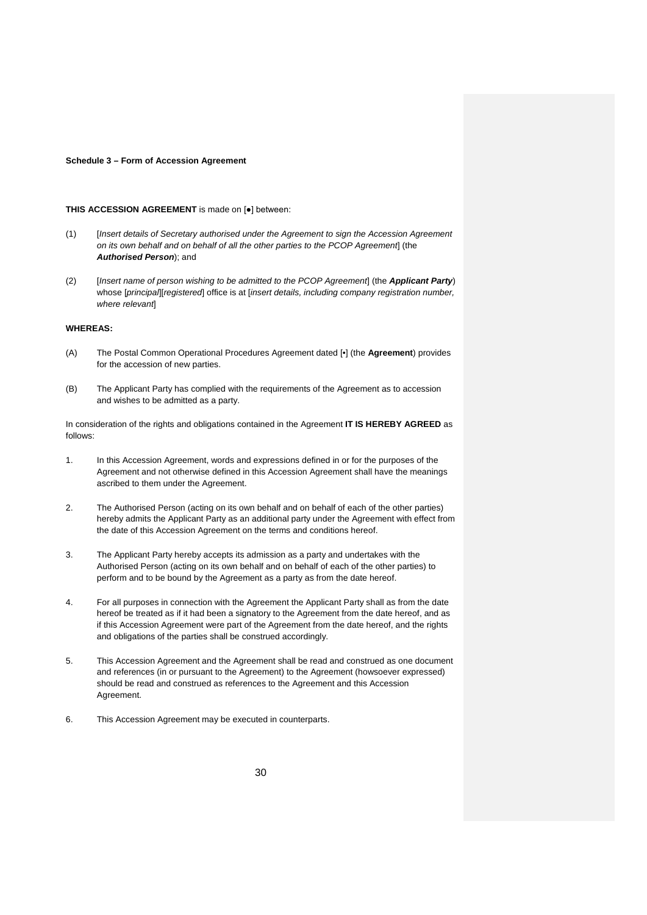**Schedule 3 – Form of Accession Agreement**

**THIS ACCESSION AGREEMENT** is made on [●] between:

(1) [*Insert details of Secretary authorised under the Agreement to sign the Accession Agreement on its own behalf and on behalf of all the other parties to the PCOP Agreement*] (the ***Authorised Person***); and

(2) [*Insert name of person wishing to be admitted to the PCOP Agreement*] (the ***Applicant Party***) whose [*principal*][*registered*] office is at [*insert details, including company registration number, where relevant*]

**WHEREAS:**

(A) The Postal Common Operational Procedures Agreement dated [•] (the **Agreement**) provides for the accession of new parties.

(B) The Applicant Party has complied with the requirements of the Agreement as to accession and wishes to be admitted as a party.

In consideration of the rights and obligations contained in the Agreement **IT IS HEREBY AGREED** as follows:

1. In this Accession Agreement, words and expressions defined in or for the purposes of the Agreement and not otherwise defined in this Accession Agreement shall have the meanings ascribed to them under the Agreement.

2. The Authorised Person (acting on its own behalf and on behalf of each of the other parties) hereby admits the Applicant Party as an additional party under the Agreement with effect from the date of this Accession Agreement on the terms and conditions hereof.

3. The Applicant Party hereby accepts its admission as a party and undertakes with the Authorised Person (acting on its own behalf and on behalf of each of the other parties) to perform and to be bound by the Agreement as a party as from the date hereof.

4. For all purposes in connection with the Agreement the Applicant Party shall as from the date hereof be treated as if it had been a signatory to the Agreement from the date hereof, and as if this Accession Agreement were part of the Agreement from the date hereof, and the rights and obligations of the parties shall be construed accordingly.

5. This Accession Agreement and the Agreement shall be read and construed as one document and references (in or pursuant to the Agreement) to the Agreement (howsoever expressed) should be read and construed as references to the Agreement and this Accession Agreement.

6. This Accession Agreement may be executed in counterparts.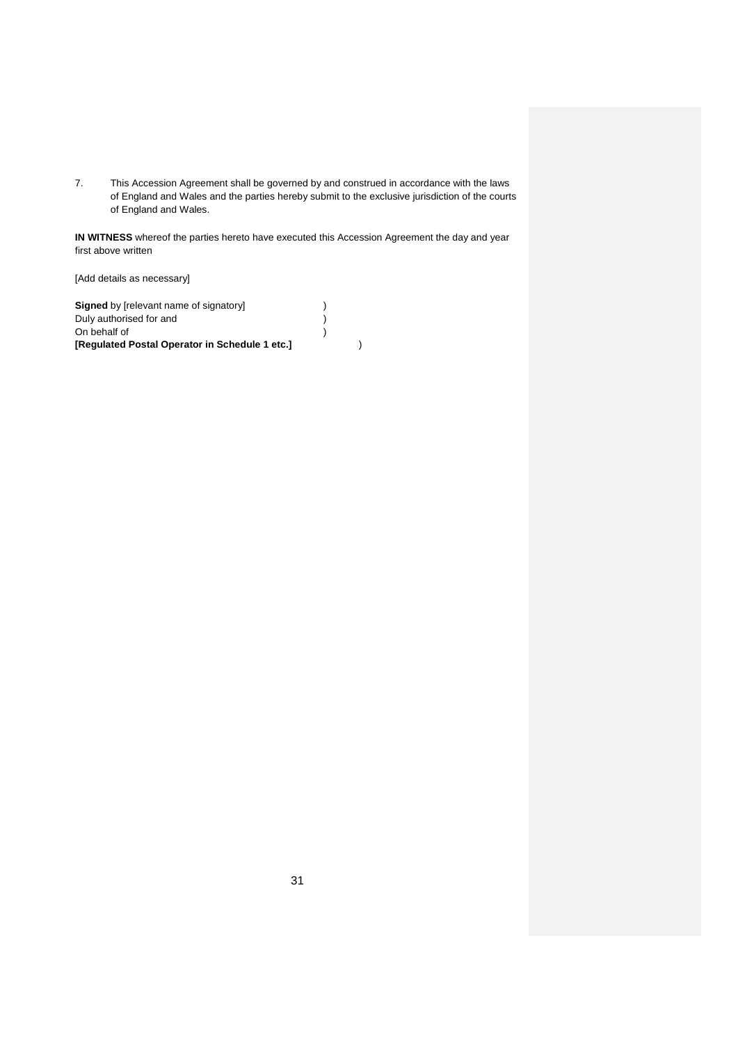7. This Accession Agreement shall be governed by and construed in accordance with the laws of England and Wales and the parties hereby submit to the exclusive jurisdiction of the courts of England and Wales.

**IN WITNESS** whereof the parties hereto have executed this Accession Agreement the day and year first above written

[Add details as necessary]

**Signed** by [relevant name of signatory] )
Duly authorised for and )
On behalf of )
**[Regulated Postal Operator in Schedule 1 etc.]** )